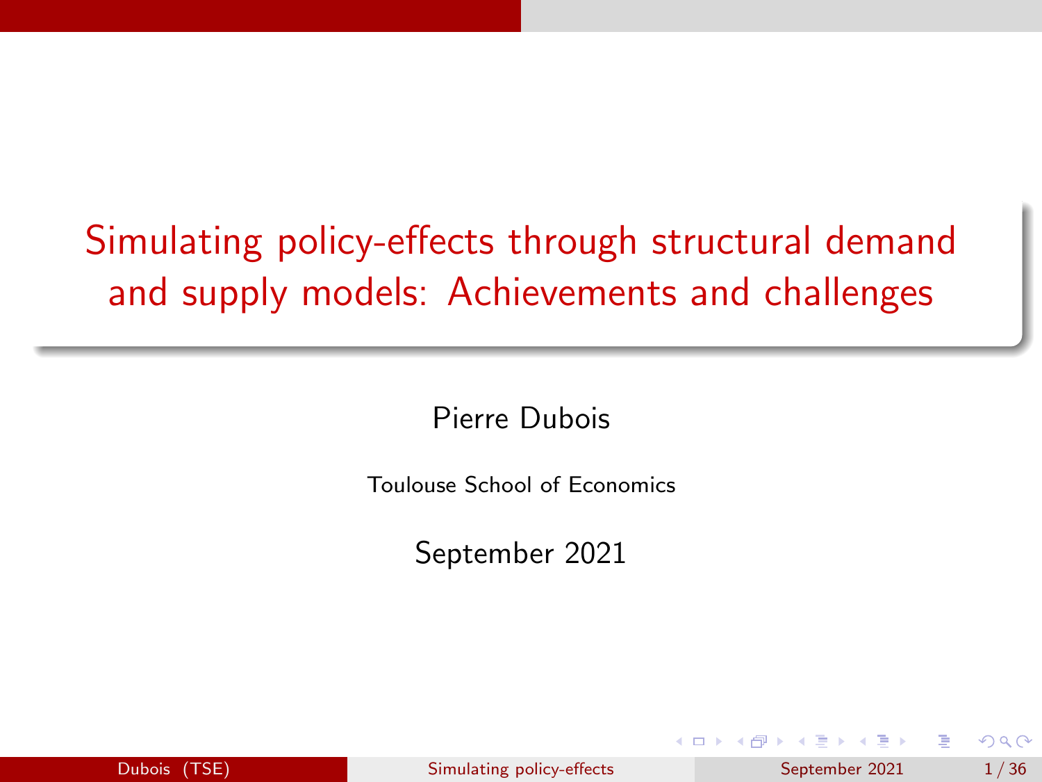# Simulating policy-effects through structural demand and supply models: Achievements and challenges

Pierre Dubois

Toulouse School of Economics

September 2021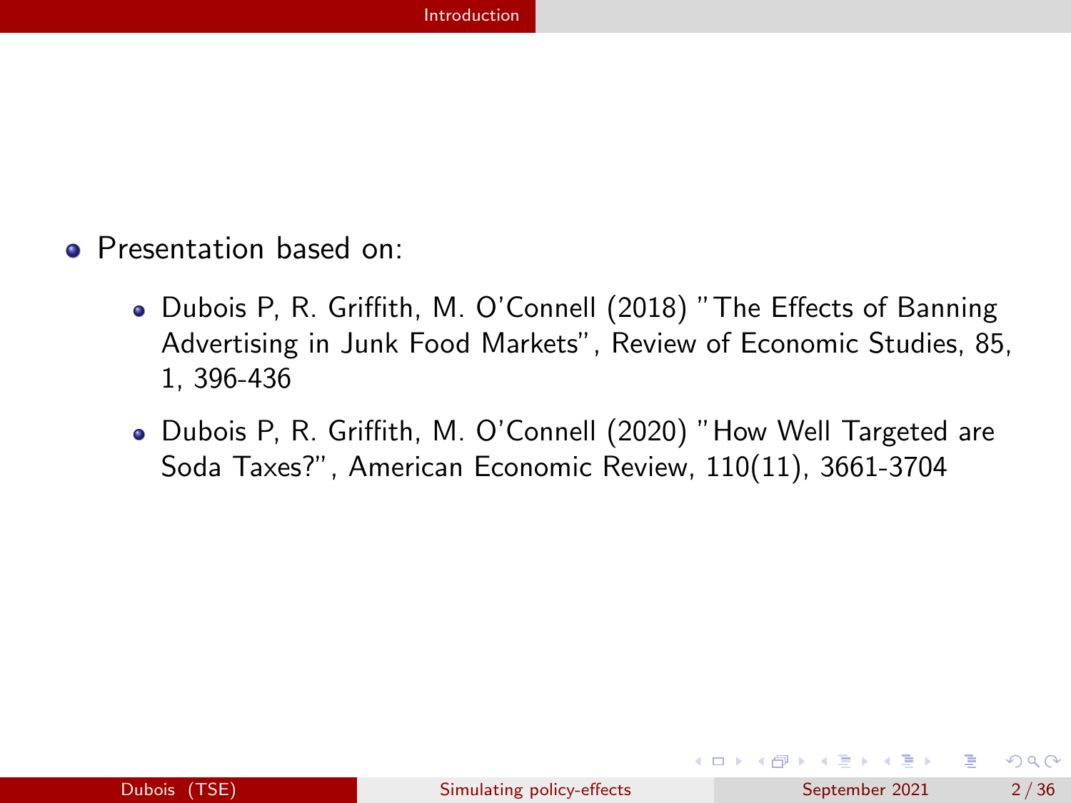- Presentation based on:
  - Dubois P, R. Griffith, M. O'Connell (2018) "The Effects of Banning Advertising in Junk Food Markets", Review of Economic Studies, 85, 1, 396-436
  - Dubois P, R. Griffith, M. O'Connell (2020) "How Well Targeted are Soda Taxes?", American Economic Review, 110(11), 3661-3704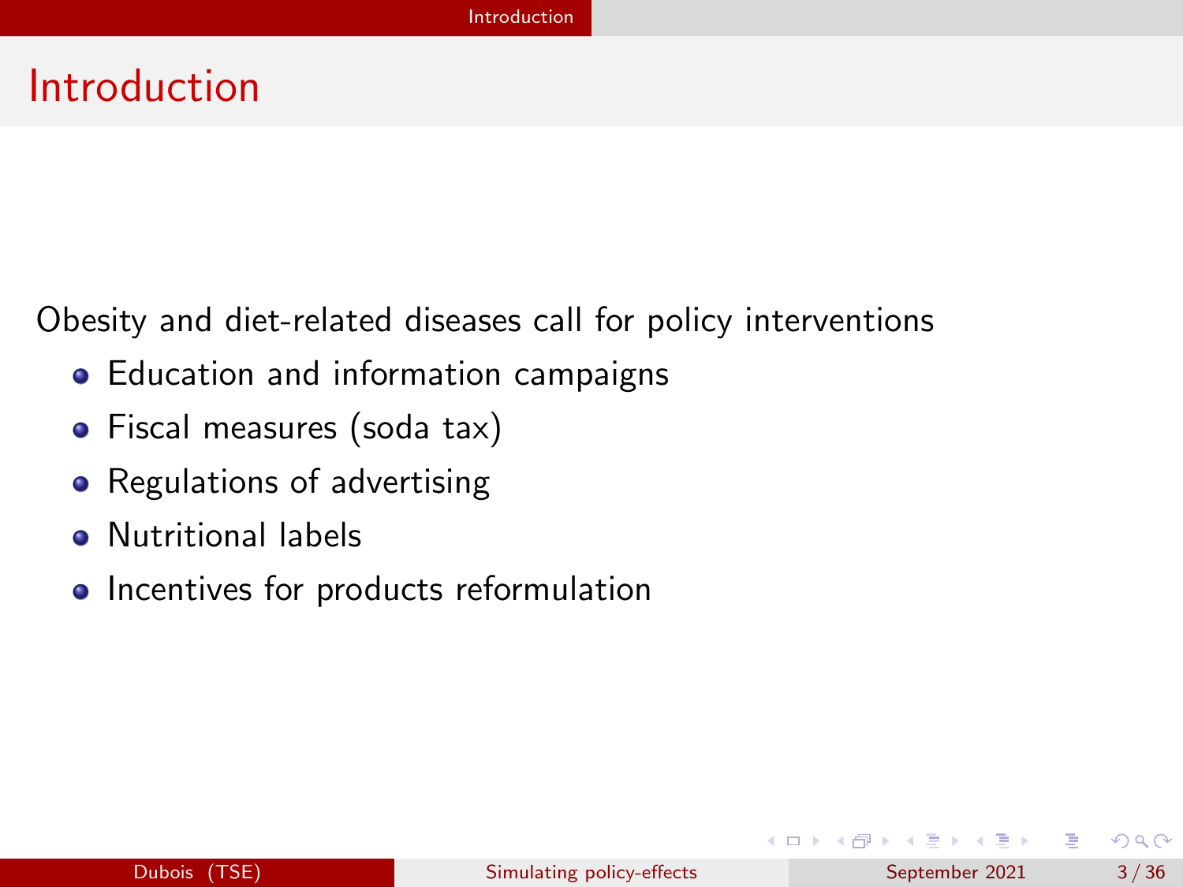# Introduction

Obesity and diet-related diseases call for policy interventions

- Education and information campaigns
- Fiscal measures (soda tax)
- Regulations of advertising
- Nutritional labels
- Incentives for products reformulation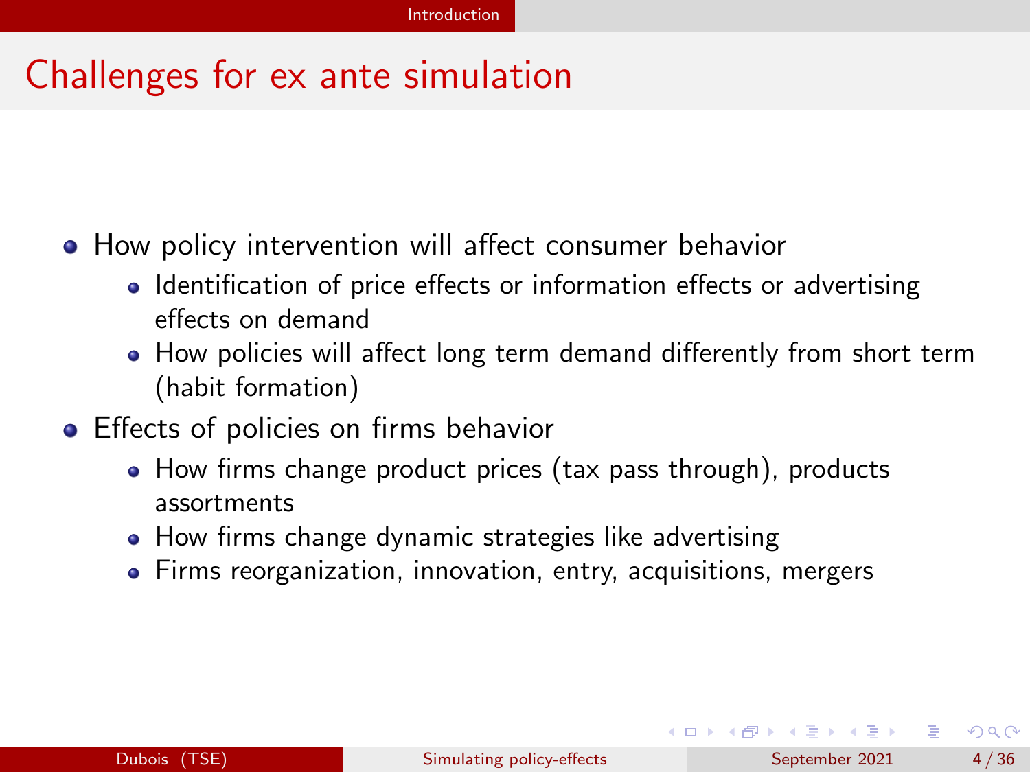# Challenges for ex ante simulation

- How policy intervention will affect consumer behavior
  - Identification of price effects or information effects or advertising effects on demand
  - How policies will affect long term demand differently from short term (habit formation)
- Effects of policies on firms behavior
  - How firms change product prices (tax pass through), products assortments
  - How firms change dynamic strategies like advertising
  - Firms reorganization, innovation, entry, acquisitions, mergers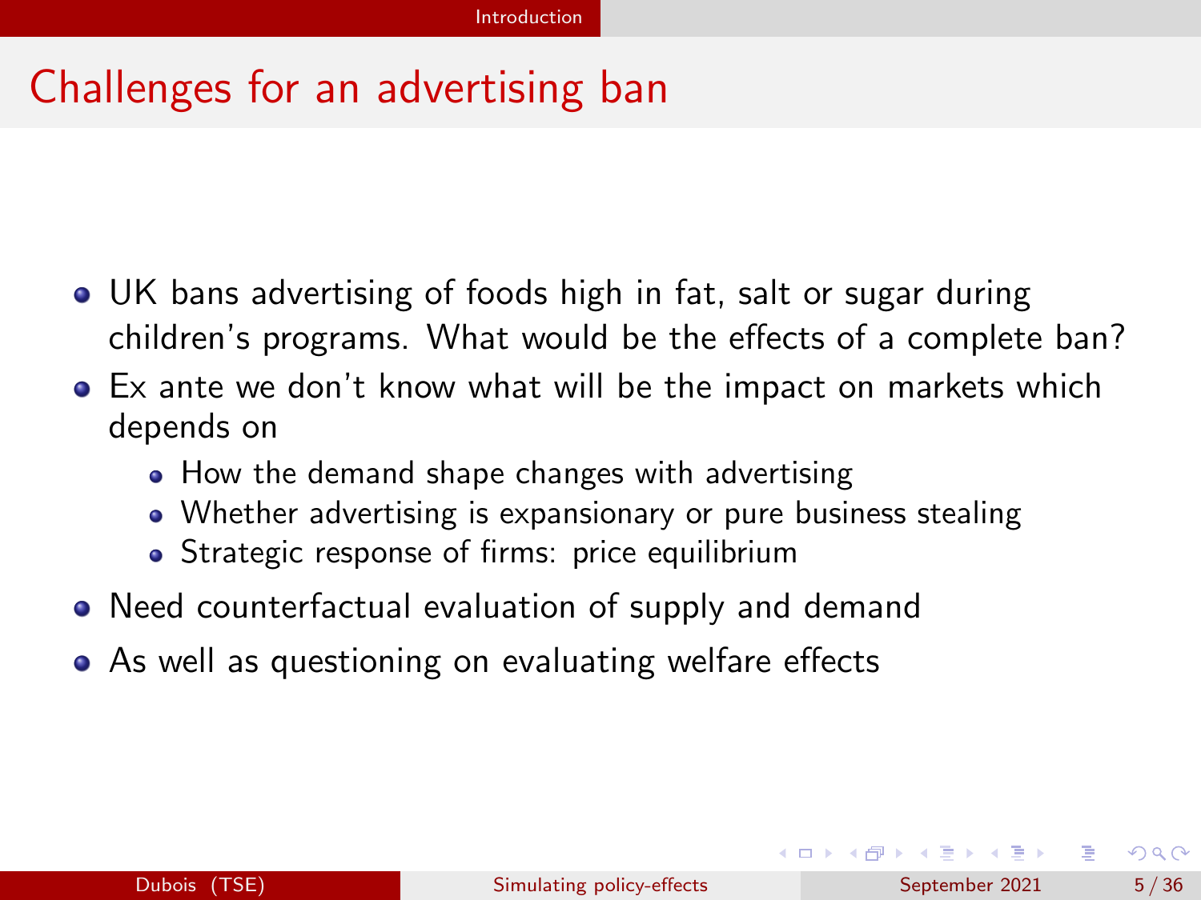# Challenges for an advertising ban

- UK bans advertising of foods high in fat, salt or sugar during children's programs. What would be the effects of a complete ban?
- Ex ante we don't know what will be the impact on markets which depends on
  - How the demand shape changes with advertising
  - Whether advertising is expansionary or pure business stealing
  - Strategic response of firms: price equilibrium
- Need counterfactual evaluation of supply and demand
- As well as questioning on evaluating welfare effects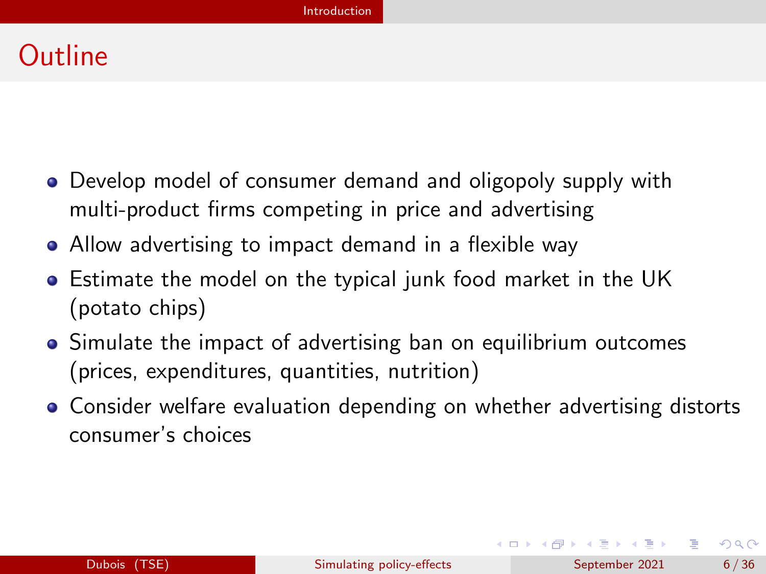# Outline

- Develop model of consumer demand and oligopoly supply with multi-product firms competing in price and advertising
- Allow advertising to impact demand in a flexible way
- Estimate the model on the typical junk food market in the UK (potato chips)
- Simulate the impact of advertising ban on equilibrium outcomes (prices, expenditures, quantities, nutrition)
- Consider welfare evaluation depending on whether advertising distorts consumer's choices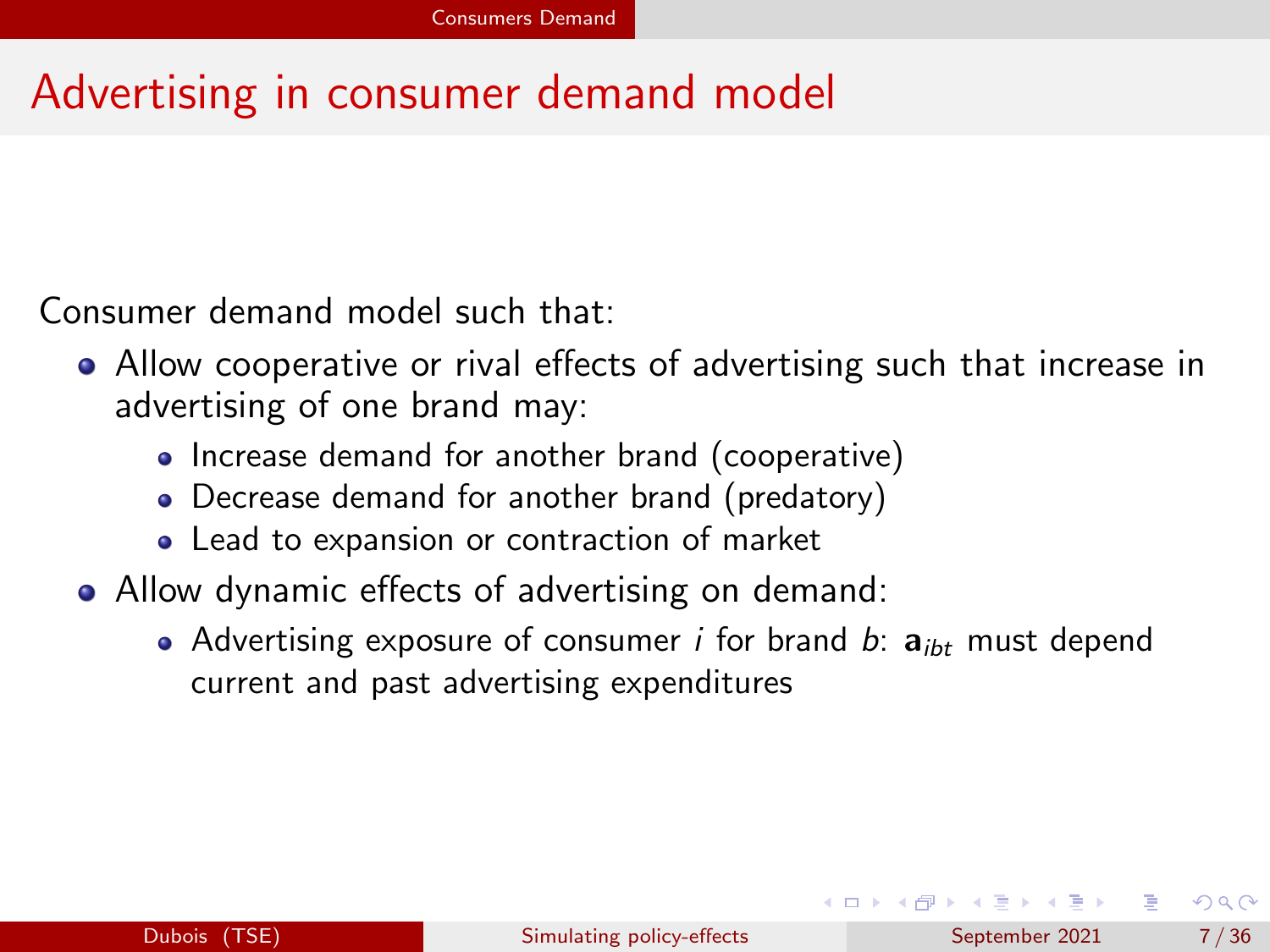# Advertising in consumer demand model

Consumer demand model such that:

- Allow cooperative or rival effects of advertising such that increase in advertising of one brand may:
  - Increase demand for another brand (cooperative)
  - Decrease demand for another brand (predatory)
  - Lead to expansion or contraction of market
- Allow dynamic effects of advertising on demand:
  - Advertising exposure of consumer $i$ for brand $b$: $\mathbf{a}_{ibt}$ must depend current and past advertising expenditures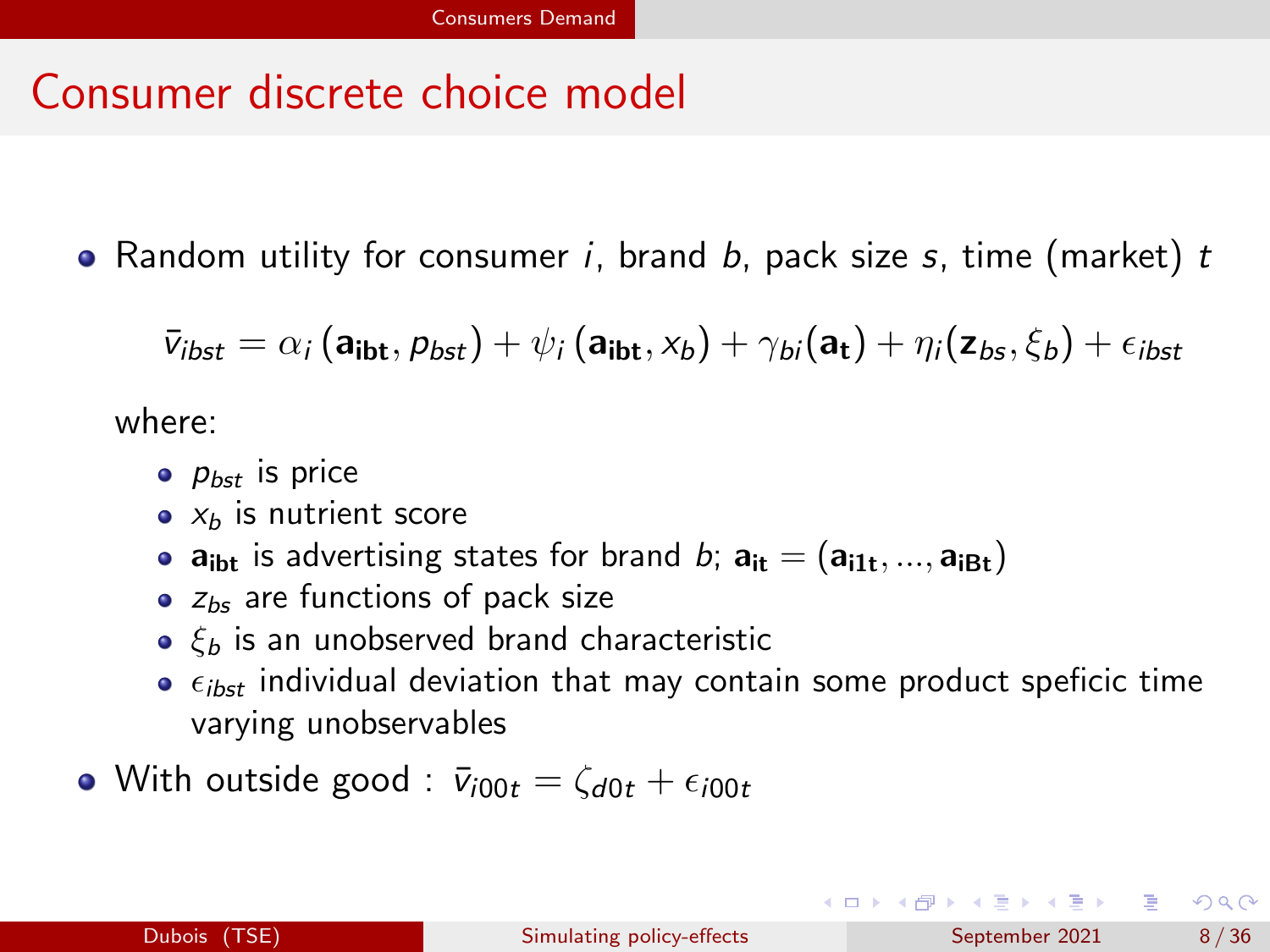# Consumer discrete choice model

- Random utility for consumer $i$, brand $b$, pack size $s$, time (market) $t$

$$\bar{v}_{ibst} = \alpha_i \left(\mathbf{a_{ibt}}, p_{bst}\right) + \psi_i \left(\mathbf{a_{ibt}}, x_b\right) + \gamma_{bi}(\mathbf{a_t}) + \eta_i(\mathbf{z}_{bs}, \xi_b) + \epsilon_{ibst}$$

  where:

  - $p_{bst}$ is price
  - $x_b$ is nutrient score
  - $\mathbf{a_{ibt}}$ is advertising states for brand $b$; $\mathbf{a_{it}} = (\mathbf{a_{i1t}}, ..., \mathbf{a_{iBt}})$
  - $z_{bs}$ are functions of pack size
  - $\xi_b$ is an unobserved brand characteristic
  - $\epsilon_{ibst}$ individual deviation that may contain some product speficic time varying unobservables

- With outside good : $\bar{v}_{i00t} = \zeta_{d0t} + \epsilon_{i00t}$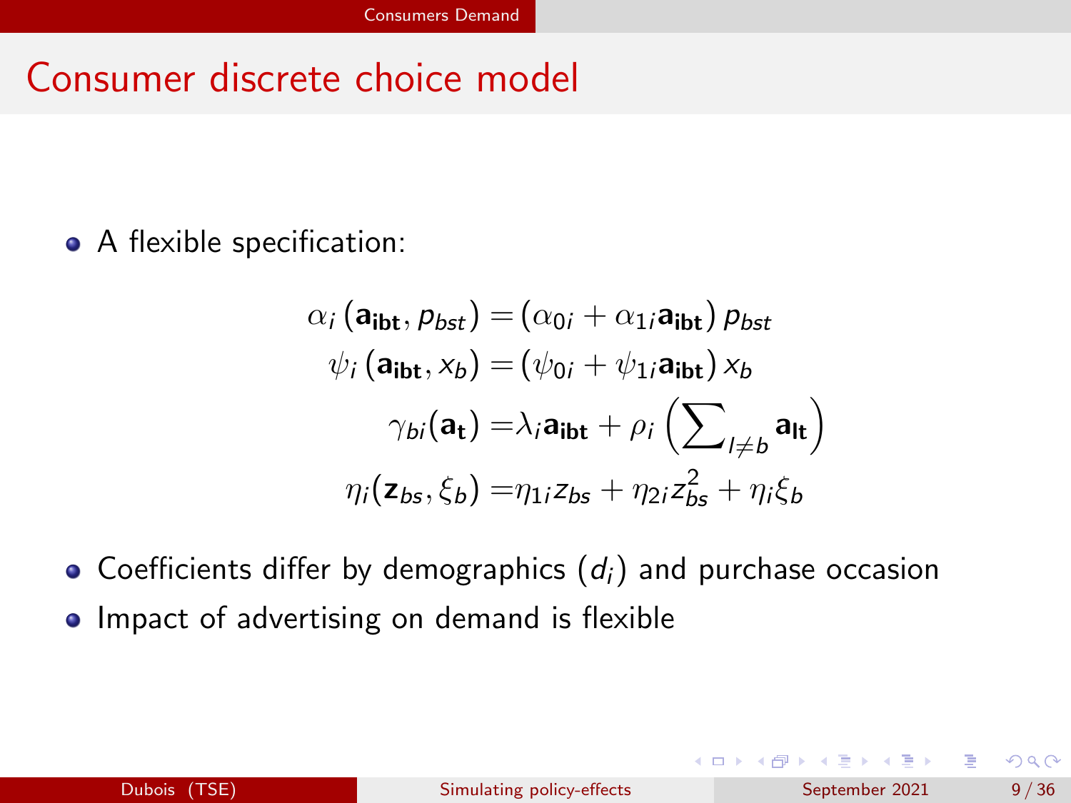# Consumer discrete choice model

- A flexible specification:

$$
\begin{aligned}
\alpha_i\left(\mathbf{a_{ibt}}, p_{bst}\right) &= \left(\alpha_{0i} + \alpha_{1i}\mathbf{a_{ibt}}\right) p_{bst} \\
\psi_i\left(\mathbf{a_{ibt}}, x_b\right) &= \left(\psi_{0i} + \psi_{1i}\mathbf{a_{ibt}}\right) x_b \\
\gamma_{bi}(\mathbf{a_t}) &= \lambda_i \mathbf{a_{ibt}} + \rho_i \left(\sum\nolimits_{l \neq b} \mathbf{a_{lt}}\right) \\
\eta_i(\mathbf{z}_{bs}, \xi_b) &= \eta_{1i} z_{bs} + \eta_{2i} z_{bs}^2 + \eta_i \xi_b
\end{aligned}
$$

- Coefficients differ by demographics ($d_i$) and purchase occasion
- Impact of advertising on demand is flexible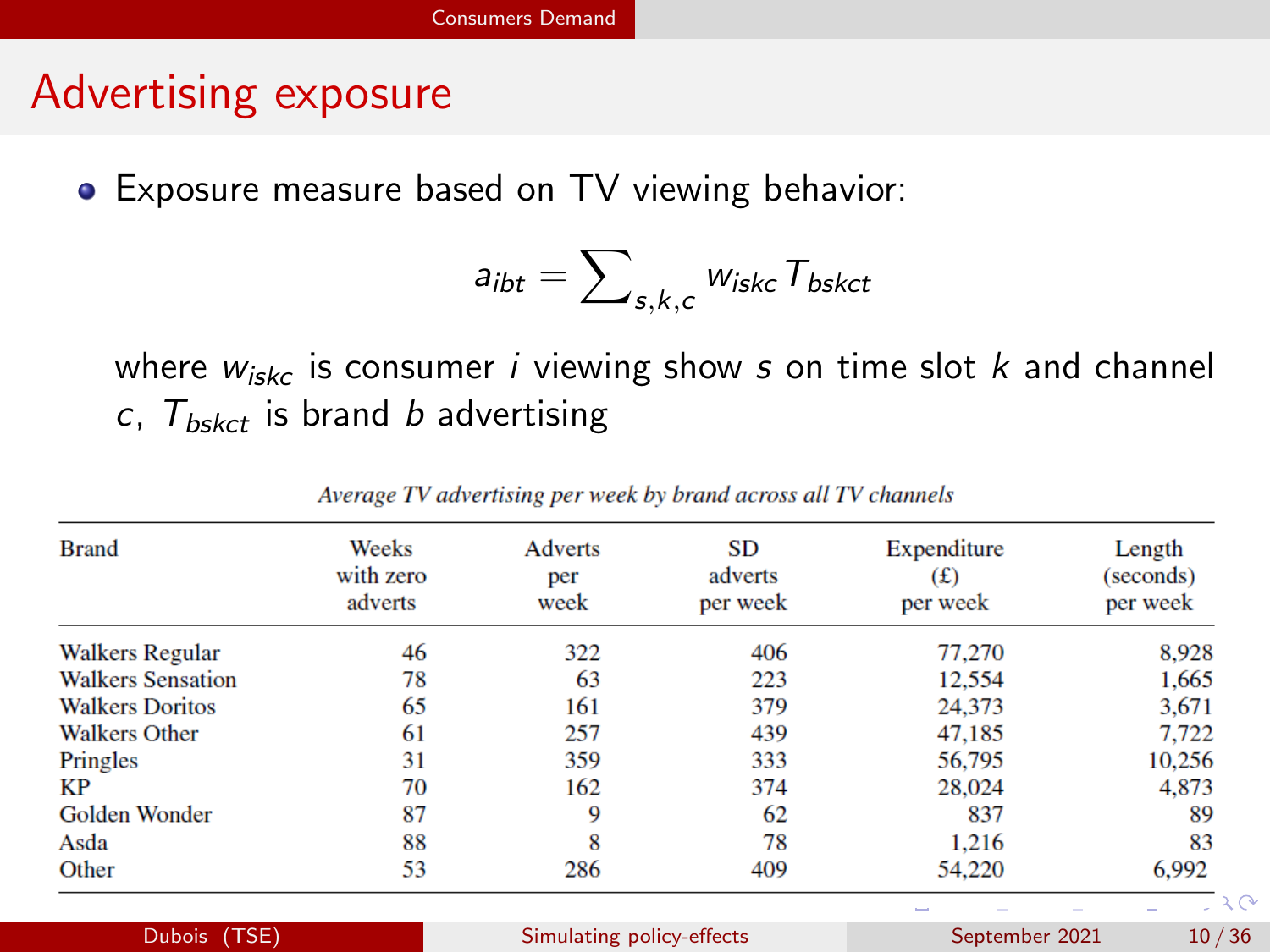# Advertising exposure

- Exposure measure based on TV viewing behavior:

$$a_{ibt} = \sum_{s,k,c} w_{iskc} T_{bskct}$$

where $w_{iskc}$ is consumer $i$ viewing show $s$ on time slot $k$ and channel $c$, $T_{bskct}$ is brand $b$ advertising

*Average TV advertising per week by brand across all TV channels*

| Brand | Weeks with zero adverts | Adverts per week | SD adverts per week | Expenditure (£) per week | Length (seconds) per week |
|---|---|---|---|---|---|
| Walkers Regular | 46 | 322 | 406 | 77,270 | 8,928 |
| Walkers Sensation | 78 | 63 | 223 | 12,554 | 1,665 |
| Walkers Doritos | 65 | 161 | 379 | 24,373 | 3,671 |
| Walkers Other | 61 | 257 | 439 | 47,185 | 7,722 |
| Pringles | 31 | 359 | 333 | 56,795 | 10,256 |
| KP | 70 | 162 | 374 | 28,024 | 4,873 |
| Golden Wonder | 87 | 9 | 62 | 837 | 89 |
| Asda | 88 | 8 | 78 | 1,216 | 83 |
| Other | 53 | 286 | 409 | 54,220 | 6,992 |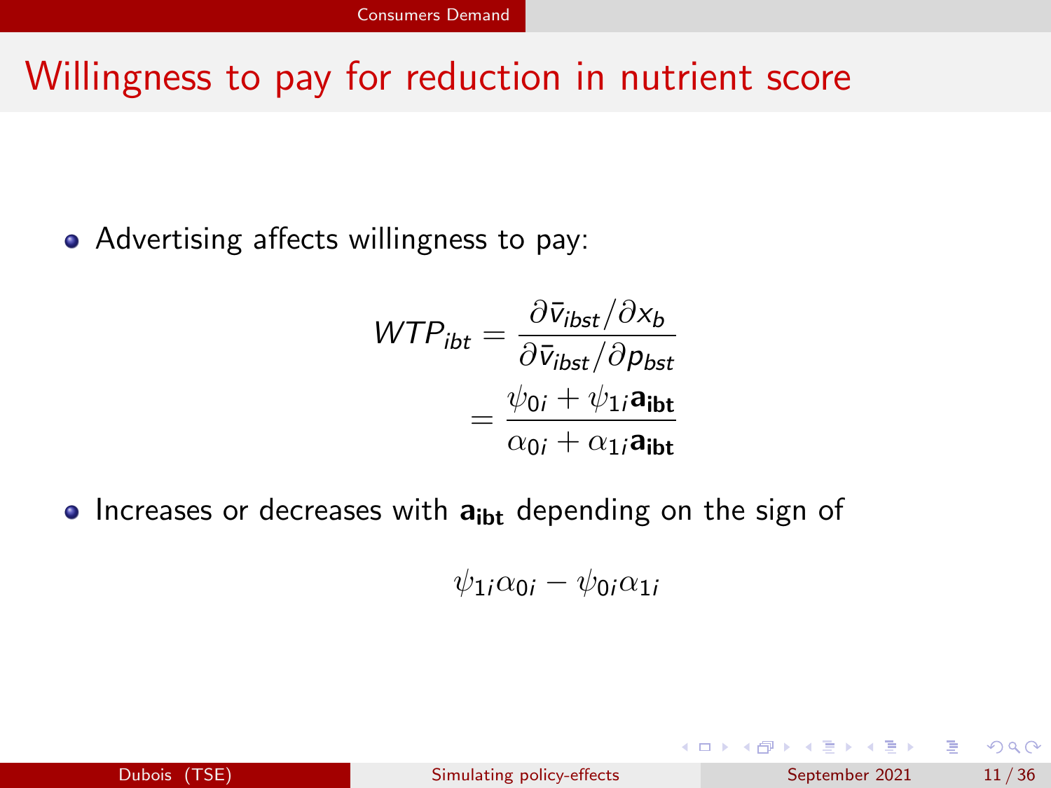# Willingness to pay for reduction in nutrient score

- Advertising affects willingness to pay:

$$
\begin{aligned}
WTP_{ibt} &= \frac{\partial \bar{v}_{ibst} / \partial x_b}{\partial \bar{v}_{ibst} / \partial p_{bst}} \\
&= \frac{\psi_{0i} + \psi_{1i} \mathbf{a_{ibt}}}{\alpha_{0i} + \alpha_{1i} \mathbf{a_{ibt}}}
\end{aligned}
$$

- Increases or decreases with $\mathbf{a_{ibt}}$ depending on the sign of

$$
\psi_{1i}\alpha_{0i} - \psi_{0i}\alpha_{1i}
$$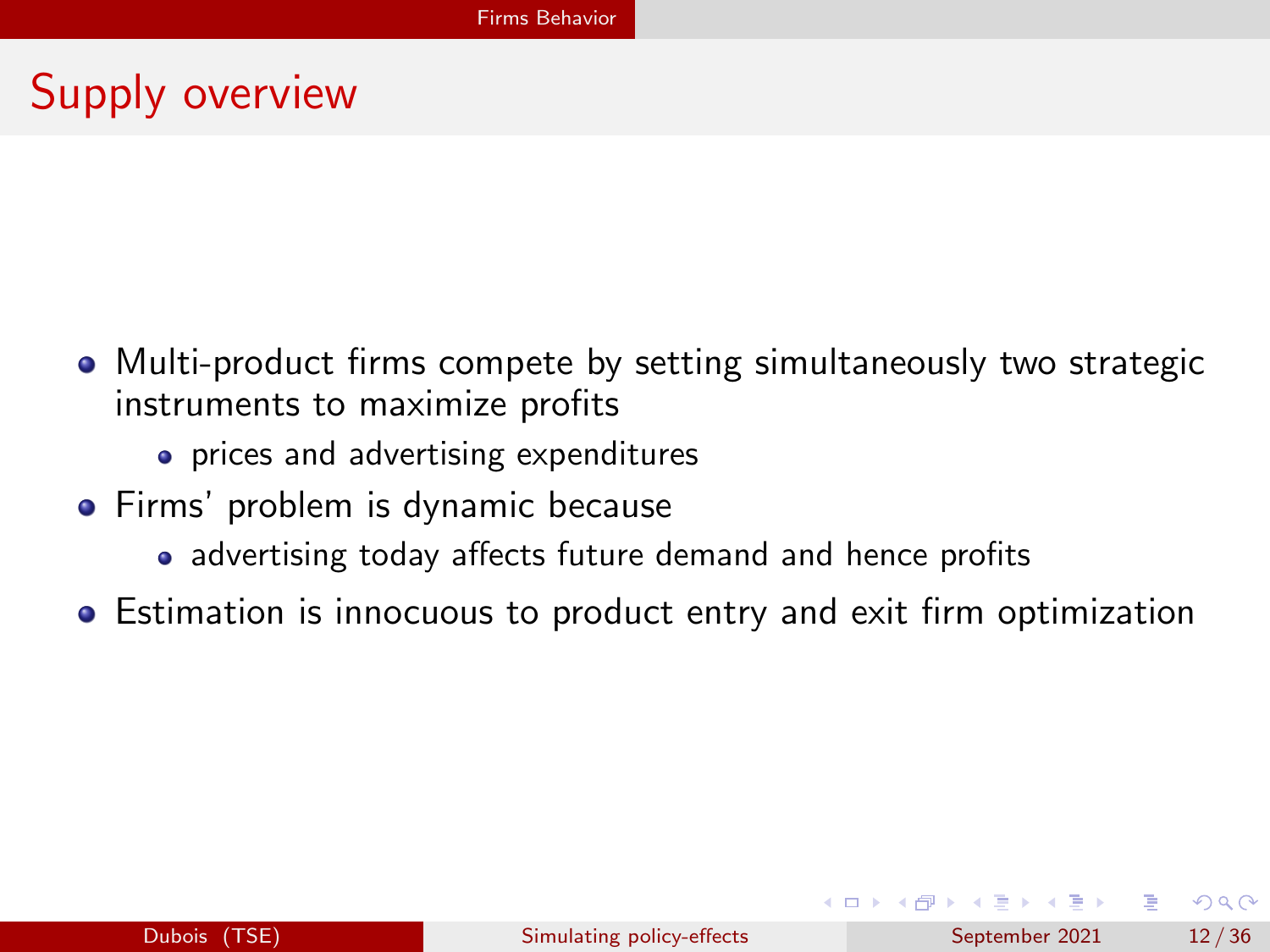# Supply overview

- Multi-product firms compete by setting simultaneously two strategic instruments to maximize profits
  - prices and advertising expenditures
- Firms' problem is dynamic because
  - advertising today affects future demand and hence profits
- Estimation is innocuous to product entry and exit firm optimization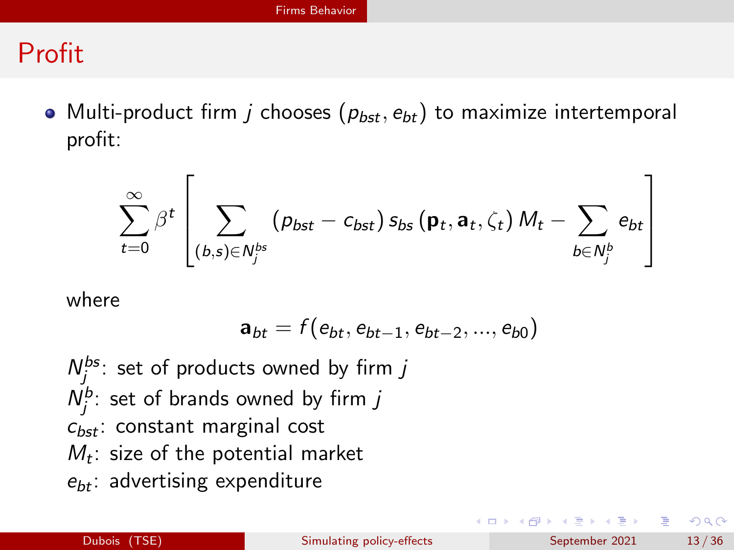# Profit

- Multi-product firm $j$ chooses $(p_{bst}, e_{bt})$ to maximize intertemporal profit:

$$\sum_{t=0}^{\infty} \beta^t \left[ \sum_{(b,s) \in N_j^{bs}} (p_{bst} - c_{bst}) \, s_{bs} \left( \mathbf{p}_t, \mathbf{a}_t, \zeta_t \right) M_t - \sum_{b \in N_j^b} e_{bt} \right]$$

where

$$\mathbf{a}_{bt} = f(e_{bt}, e_{bt-1}, e_{bt-2}, ..., e_{b0})$$

$N_j^{bs}$: set of products owned by firm $j$
$N_j^{b}$: set of brands owned by firm $j$
$c_{bst}$: constant marginal cost
$M_t$: size of the potential market
$e_{bt}$: advertising expenditure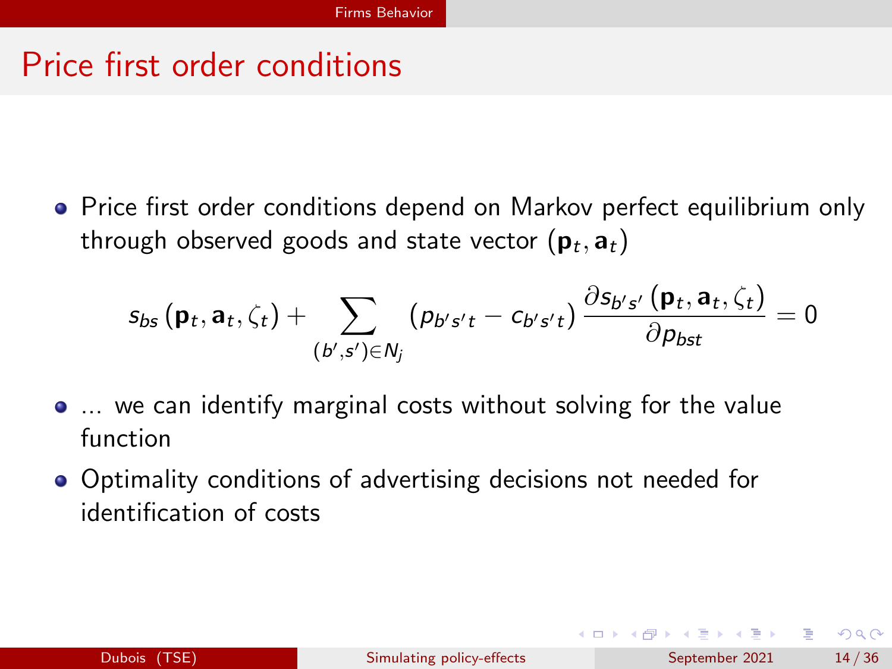# Price first order conditions

- Price first order conditions depend on Markov perfect equilibrium only through observed goods and state vector $(\mathbf{p}_t, \mathbf{a}_t)$

$$s_{bs}\left(\mathbf{p}_t, \mathbf{a}_t, \zeta_t\right) + \sum_{(b',s') \in N_j} \left(p_{b's't} - c_{b's't}\right) \frac{\partial s_{b's'}\left(\mathbf{p}_t, \mathbf{a}_t, \zeta_t\right)}{\partial p_{bst}} = 0$$

- ... we can identify marginal costs without solving for the value function
- Optimality conditions of advertising decisions not needed for identification of costs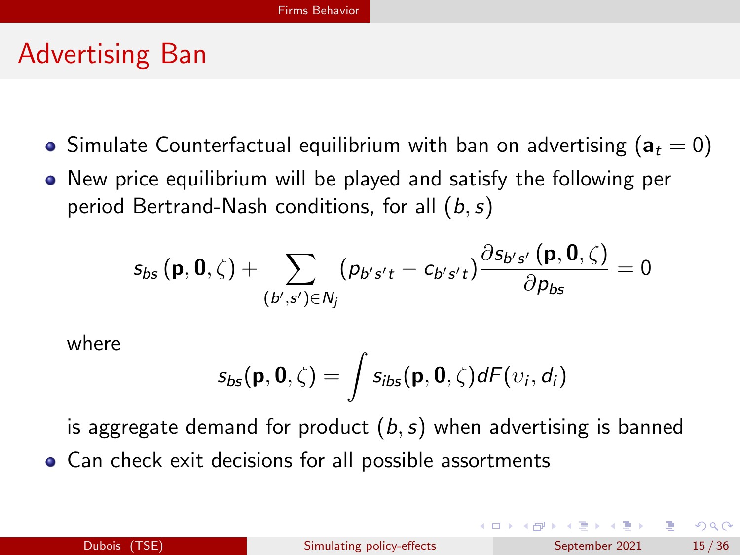# Advertising Ban

- Simulate Counterfactual equilibrium with ban on advertising ($\mathbf{a}_t = 0$)
- New price equilibrium will be played and satisfy the following per period Bertrand-Nash conditions, for all $(b, s)$

$$s_{bs}(\mathbf{p}, \mathbf{0}, \zeta) + \sum_{(b',s') \in N_j} (p_{b's't} - c_{b's't}) \frac{\partial s_{b's'}(\mathbf{p}, \mathbf{0}, \zeta)}{\partial p_{bs}} = 0$$

  where

$$s_{bs}(\mathbf{p}, \mathbf{0}, \zeta) = \int s_{ibs}(\mathbf{p}, \mathbf{0}, \zeta) dF(\upsilon_i, d_i)$$

  is aggregate demand for product $(b, s)$ when advertising is banned
- Can check exit decisions for all possible assortments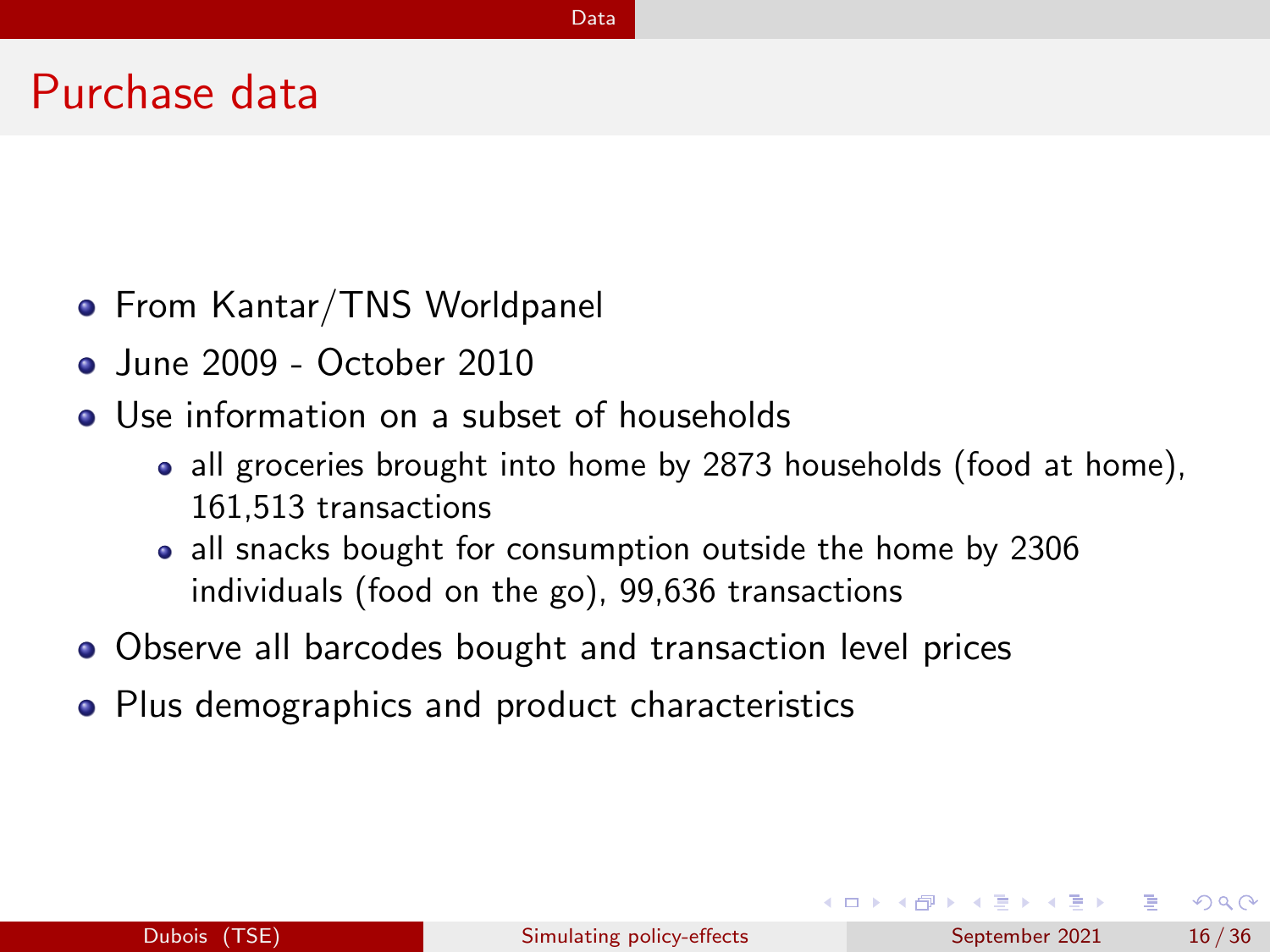# Purchase data

- From Kantar/TNS Worldpanel
- June 2009 - October 2010
- Use information on a subset of households
  - all groceries brought into home by 2873 households (food at home), 161,513 transactions
  - all snacks bought for consumption outside the home by 2306 individuals (food on the go), 99,636 transactions
- Observe all barcodes bought and transaction level prices
- Plus demographics and product characteristics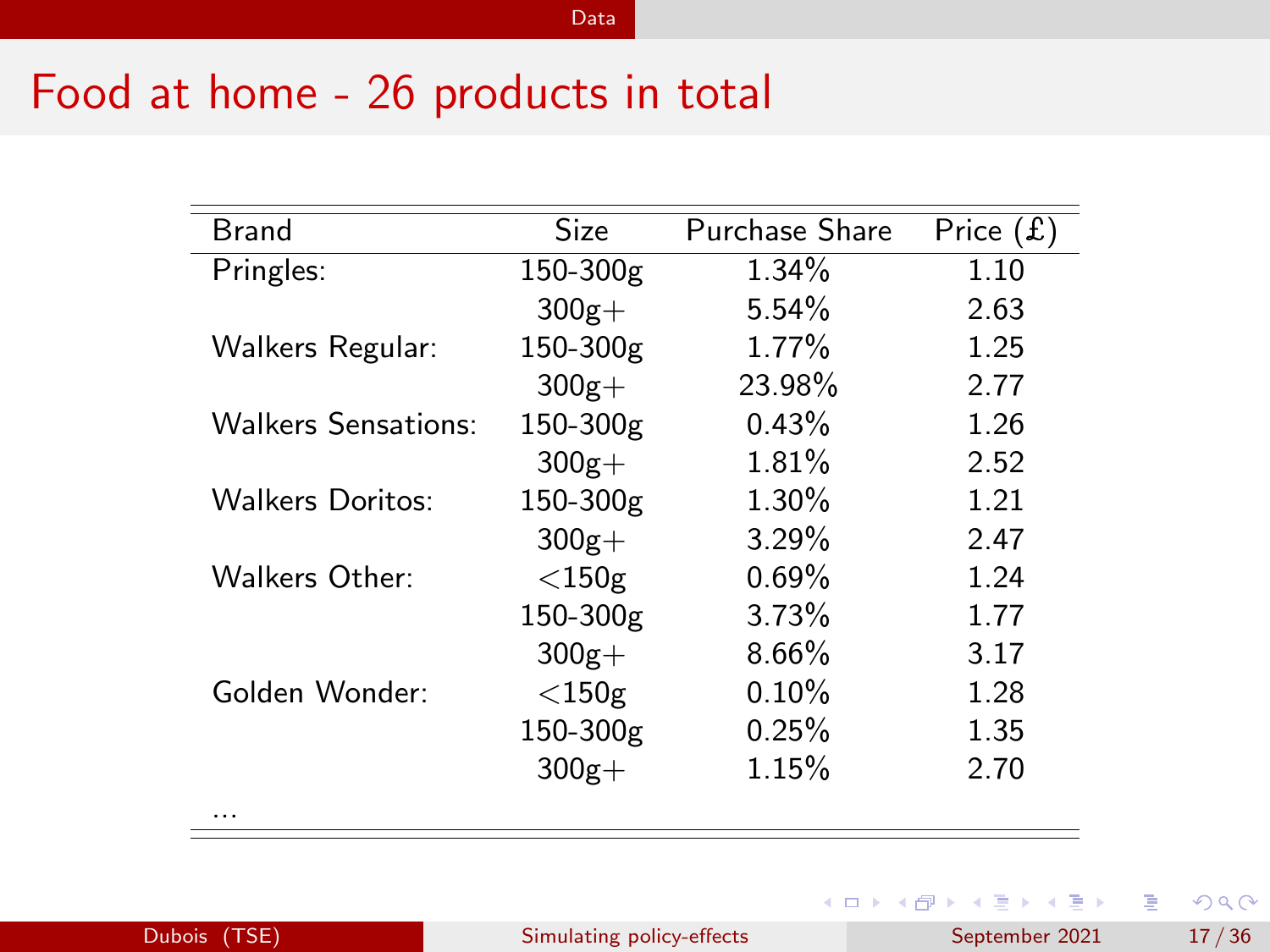# Food at home - 26 products in total

| Brand | Size | Purchase Share | Price (£) |
|---|---|---|---|
| Pringles: | 150-300g | 1.34% | 1.10 |
| | 300g+ | 5.54% | 2.63 |
| Walkers Regular: | 150-300g | 1.77% | 1.25 |
| | 300g+ | 23.98% | 2.77 |
| Walkers Sensations: | 150-300g | 0.43% | 1.26 |
| | 300g+ | 1.81% | 2.52 |
| Walkers Doritos: | 150-300g | 1.30% | 1.21 |
| | 300g+ | 3.29% | 2.47 |
| Walkers Other: | <150g | 0.69% | 1.24 |
| | 150-300g | 3.73% | 1.77 |
| | 300g+ | 8.66% | 3.17 |
| Golden Wonder: | <150g | 0.10% | 1.28 |
| | 150-300g | 0.25% | 1.35 |
| | 300g+ | 1.15% | 2.70 |
| ... | | | |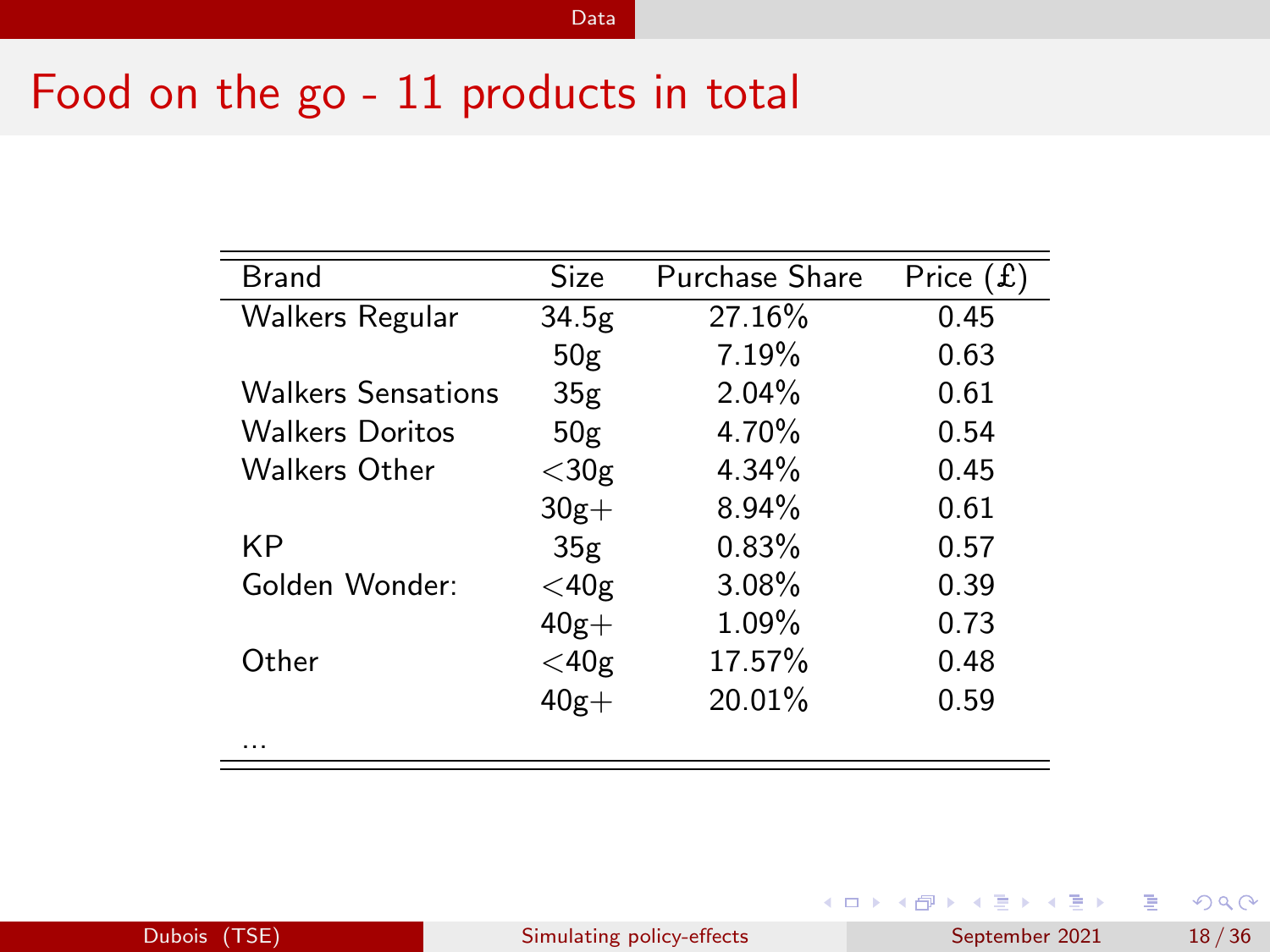# Food on the go - 11 products in total

| Brand | Size | Purchase Share | Price (£) |
|---|---|---|---|
| Walkers Regular | 34.5g | 27.16% | 0.45 |
| | 50g | 7.19% | 0.63 |
| Walkers Sensations | 35g | 2.04% | 0.61 |
| Walkers Doritos | 50g | 4.70% | 0.54 |
| Walkers Other | <30g | 4.34% | 0.45 |
| | 30g+ | 8.94% | 0.61 |
| KP | 35g | 0.83% | 0.57 |
| Golden Wonder: | <40g | 3.08% | 0.39 |
| | 40g+ | 1.09% | 0.73 |
| Other | <40g | 17.57% | 0.48 |
| | 40g+ | 20.01% | 0.59 |
| ... | | | |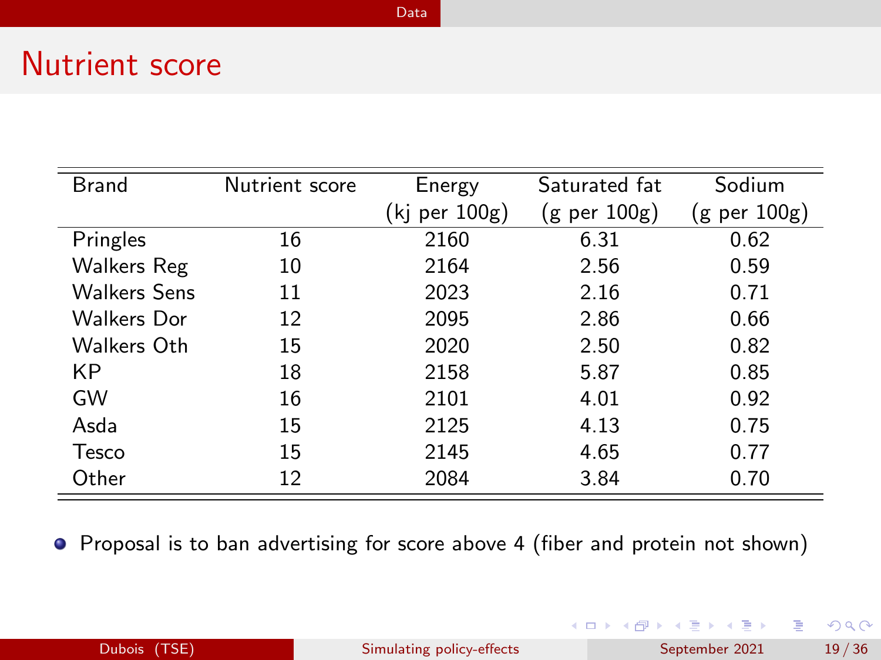# Nutrient score

| Brand | Nutrient score | Energy (kj per 100g) | Saturated fat (g per 100g) | Sodium (g per 100g) |
|---|---|---|---|---|
| Pringles | 16 | 2160 | 6.31 | 0.62 |
| Walkers Reg | 10 | 2164 | 2.56 | 0.59 |
| Walkers Sens | 11 | 2023 | 2.16 | 0.71 |
| Walkers Dor | 12 | 2095 | 2.86 | 0.66 |
| Walkers Oth | 15 | 2020 | 2.50 | 0.82 |
| KP | 18 | 2158 | 5.87 | 0.85 |
| GW | 16 | 2101 | 4.01 | 0.92 |
| Asda | 15 | 2125 | 4.13 | 0.75 |
| Tesco | 15 | 2145 | 4.65 | 0.77 |
| Other | 12 | 2084 | 3.84 | 0.70 |

- Proposal is to ban advertising for score above 4 (fiber and protein not shown)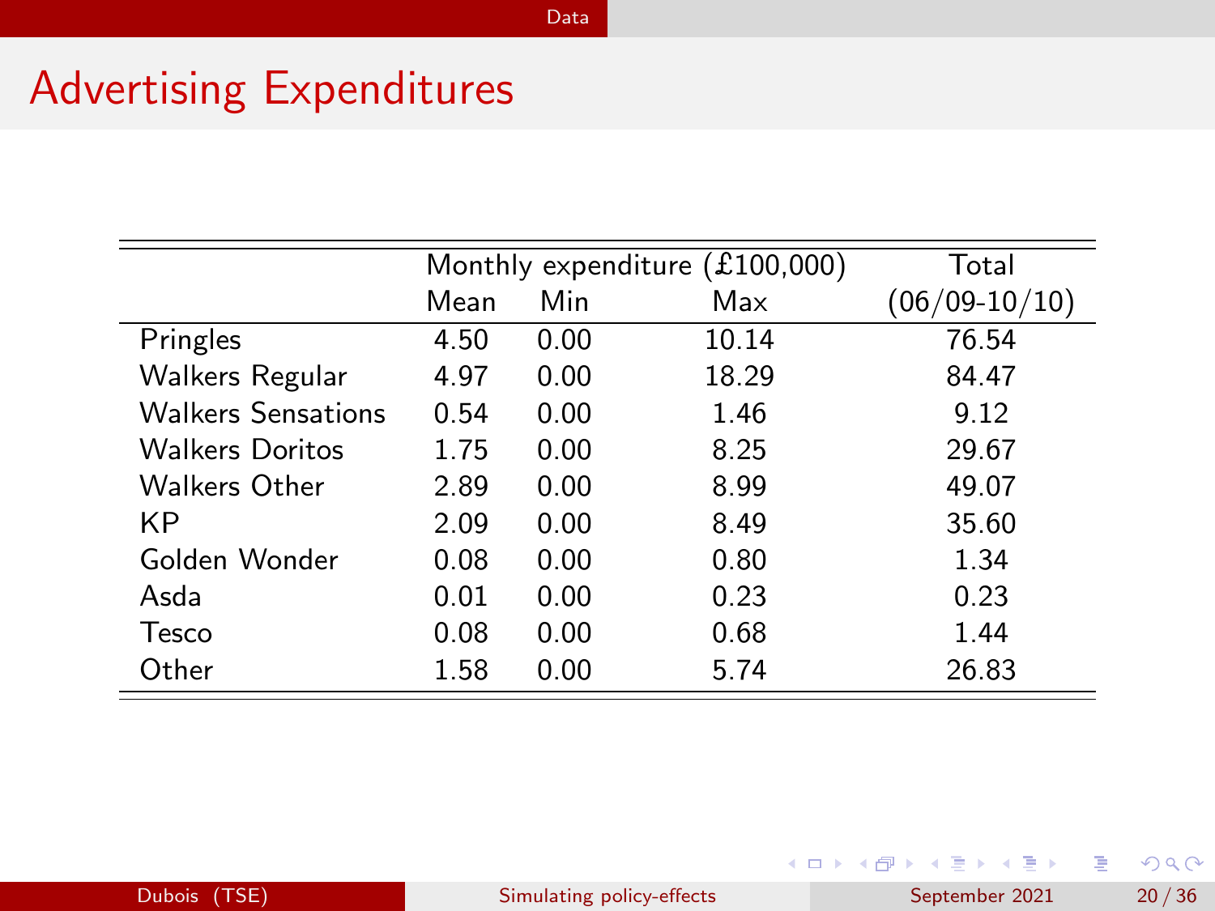# Advertising Expenditures

| | Monthly expenditure (£100,000) | | | Total |
|---|---|---|---|---|
| | Mean | Min | Max | (06/09-10/10) |
| Pringles | 4.50 | 0.00 | 10.14 | 76.54 |
| Walkers Regular | 4.97 | 0.00 | 18.29 | 84.47 |
| Walkers Sensations | 0.54 | 0.00 | 1.46 | 9.12 |
| Walkers Doritos | 1.75 | 0.00 | 8.25 | 29.67 |
| Walkers Other | 2.89 | 0.00 | 8.99 | 49.07 |
| KP | 2.09 | 0.00 | 8.49 | 35.60 |
| Golden Wonder | 0.08 | 0.00 | 0.80 | 1.34 |
| Asda | 0.01 | 0.00 | 0.23 | 0.23 |
| Tesco | 0.08 | 0.00 | 0.68 | 1.44 |
| Other | 1.58 | 0.00 | 5.74 | 26.83 |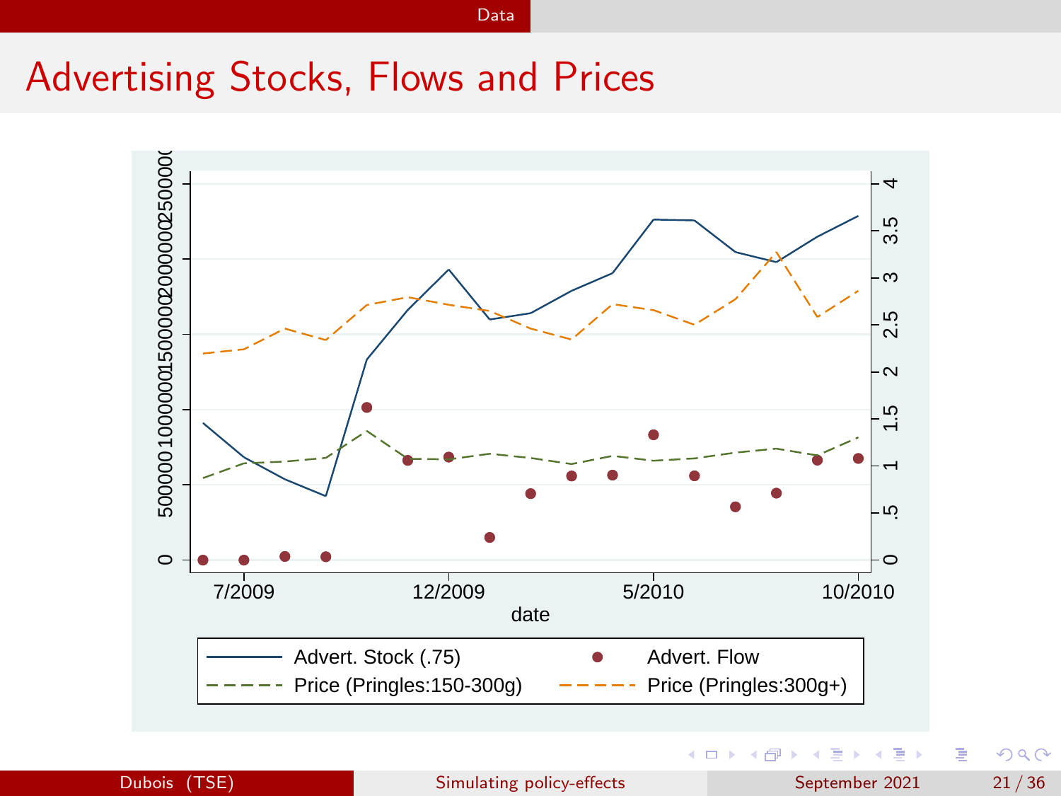# Advertising Stocks, Flows and Prices

Advert. Stock (.75) — Advert. Flow — Price (Pringles:150-300g) — Price (Pringles:300g+)

date: 7/2009, 12/2009, 5/2010, 10/2010

Left axis: 0, 500000, 1000000, 1500000, 2000000, 2500000

Right axis: 0, .5, 1, 1.5, 2, 2.5, 3, 3.5, 4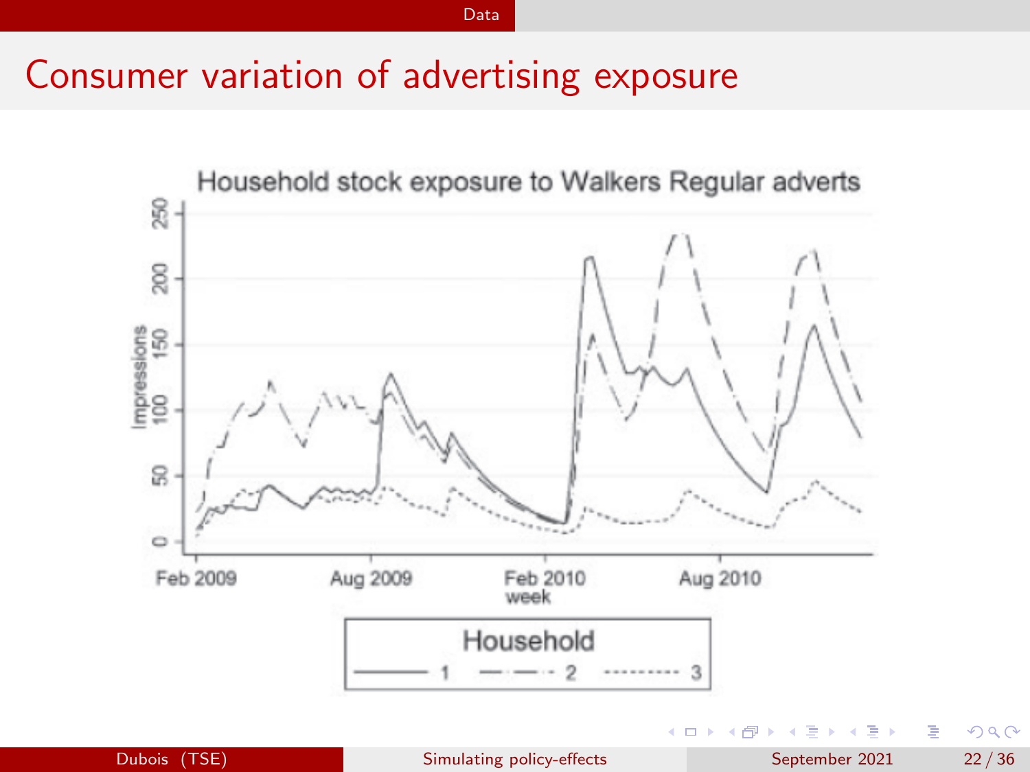# Consumer variation of advertising exposure

Household stock exposure to Walkers Regular adverts

Impressions

week

Feb 2009 | Aug 2009 | Feb 2010 | Aug 2010

Household: 1, 2, 3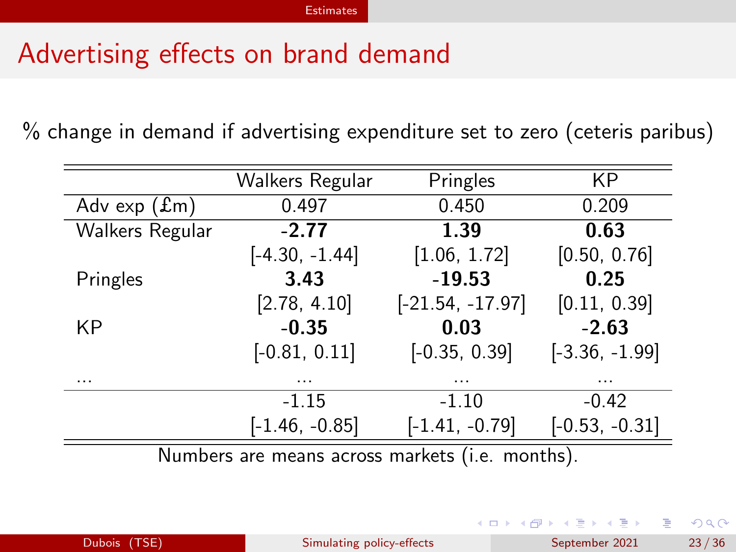# Advertising effects on brand demand

% change in demand if advertising expenditure set to zero (ceteris paribus)

| | Walkers Regular | Pringles | KP |
|---|---|---|---|
| Adv exp (£m) | 0.497 | 0.450 | 0.209 |
| Walkers Regular | **-2.77** | **1.39** | **0.63** |
| | [-4.30, -1.44] | [1.06, 1.72] | [0.50, 0.76] |
| Pringles | **3.43** | **-19.53** | **0.25** |
| | [2.78, 4.10] | [-21.54, -17.97] | [0.11, 0.39] |
| KP | **-0.35** | **0.03** | **-2.63** |
| | [-0.81, 0.11] | [-0.35, 0.39] | [-3.36, -1.99] |
| ... | ... | ... | ... |
| | -1.15 | -1.10 | -0.42 |
| | [-1.46, -0.85] | [-1.41, -0.79] | [-0.53, -0.31] |

Numbers are means across markets (i.e. months).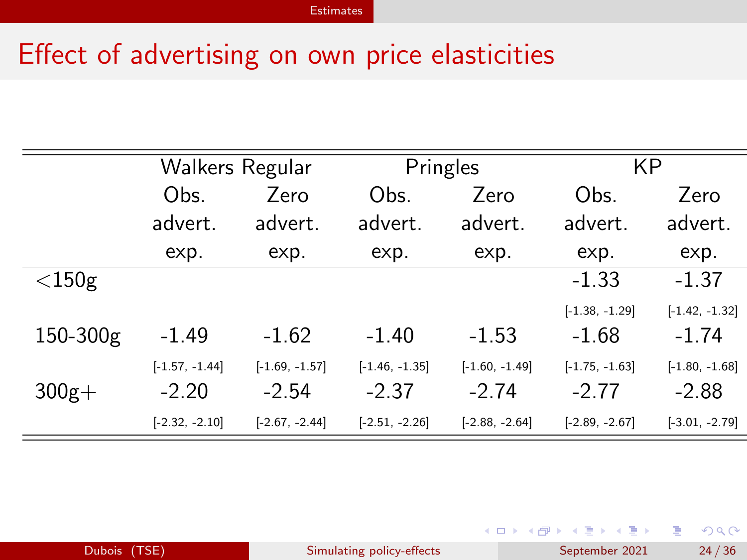# Effect of advertising on own price elasticities

| | Walkers Regular | | Pringles | | KP | |
|---|---|---|---|---|---|---|
| | Obs. advert. exp. | Zero advert. exp. | Obs. advert. exp. | Zero advert. exp. | Obs. advert. exp. | Zero advert. exp. |
| <150g | | | | | -1.33 | -1.37 |
| | | | | | [-1.38, -1.29] | [-1.42, -1.32] |
| 150-300g | -1.49 | -1.62 | -1.40 | -1.53 | -1.68 | -1.74 |
| | [-1.57, -1.44] | [-1.69, -1.57] | [-1.46, -1.35] | [-1.60, -1.49] | [-1.75, -1.63] | [-1.80, -1.68] |
| 300g+ | -2.20 | -2.54 | -2.37 | -2.74 | -2.77 | -2.88 |
| | [-2.32, -2.10] | [-2.67, -2.44] | [-2.51, -2.26] | [-2.88, -2.64] | [-2.89, -2.67] | [-3.01, -2.79] |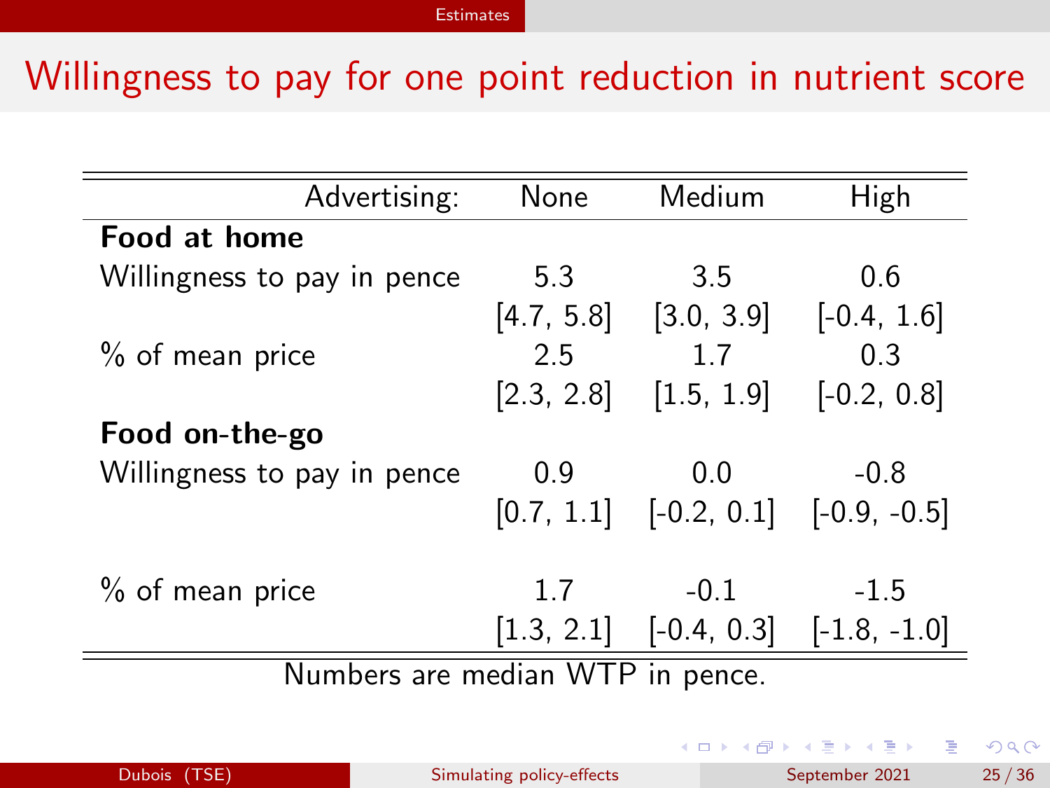# Willingness to pay for one point reduction in nutrient score

| Advertising: | None | Medium | High |
|---|---|---|---|
| **Food at home** | | | |
| Willingness to pay in pence | 5.3 | 3.5 | 0.6 |
| | [4.7, 5.8] | [3.0, 3.9] | [-0.4, 1.6] |
| % of mean price | 2.5 | 1.7 | 0.3 |
| | [2.3, 2.8] | [1.5, 1.9] | [-0.2, 0.8] |
| **Food on-the-go** | | | |
| Willingness to pay in pence | 0.9 | 0.0 | -0.8 |
| | [0.7, 1.1] | [-0.2, 0.1] | [-0.9, -0.5] |
| % of mean price | 1.7 | -0.1 | -1.5 |
| | [1.3, 2.1] | [-0.4, 0.3] | [-1.8, -1.0] |

Numbers are median WTP in pence.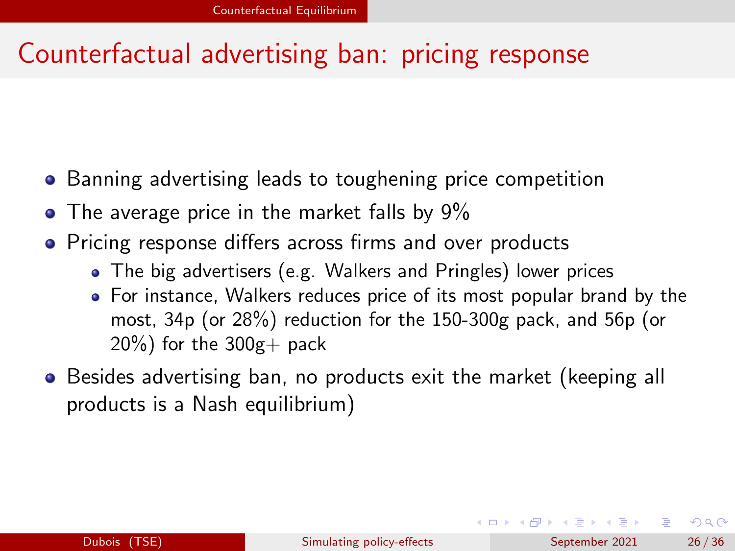# Counterfactual advertising ban: pricing response

- Banning advertising leads to toughening price competition
- The average price in the market falls by 9%
- Pricing response differs across firms and over products
  - The big advertisers (e.g. Walkers and Pringles) lower prices
  - For instance, Walkers reduces price of its most popular brand by the most, 34p (or 28%) reduction for the 150-300g pack, and 56p (or 20%) for the 300g+ pack
- Besides advertising ban, no products exit the market (keeping all products is a Nash equilibrium)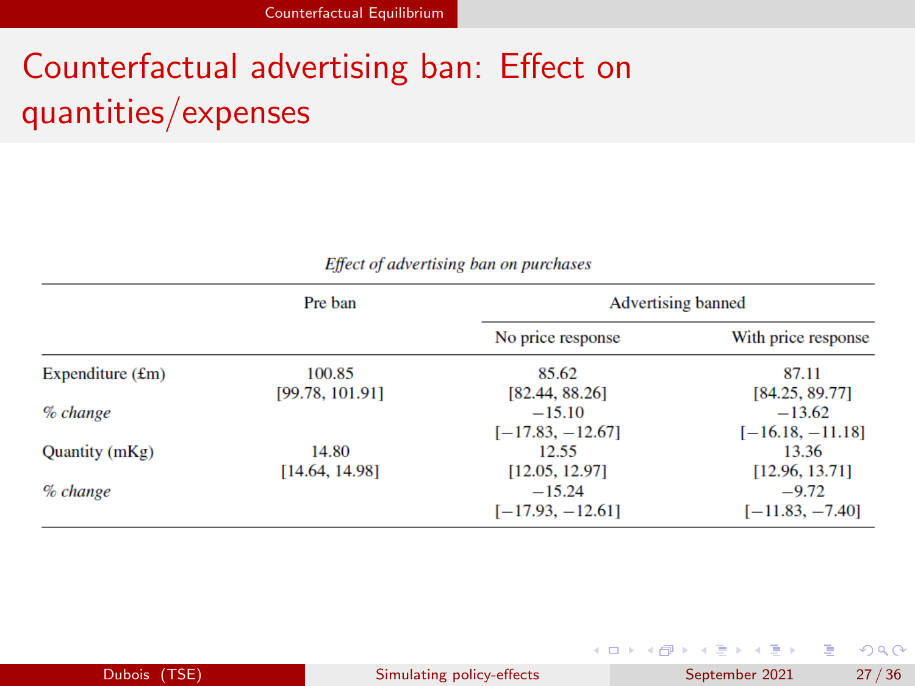# Counterfactual advertising ban: Effect on quantities/expenses

*Effect of advertising ban on purchases*

| | Pre ban | Advertising banned | |
|---|---|---|---|
| | | No price response | With price response |
| Expenditure (£m) | 100.85 | 85.62 | 87.11 |
| | [99.78, 101.91] | [82.44, 88.26] | [84.25, 89.77] |
| *% change* | | −15.10 | −13.62 |
| | | [−17.83, −12.67] | [−16.18, −11.18] |
| Quantity (mKg) | 14.80 | 12.55 | 13.36 |
| | [14.64, 14.98] | [12.05, 12.97] | [12.96, 13.71] |
| *% change* | | −15.24 | −9.72 |
| | | [−17.93, −12.61] | [−11.83, −7.40] |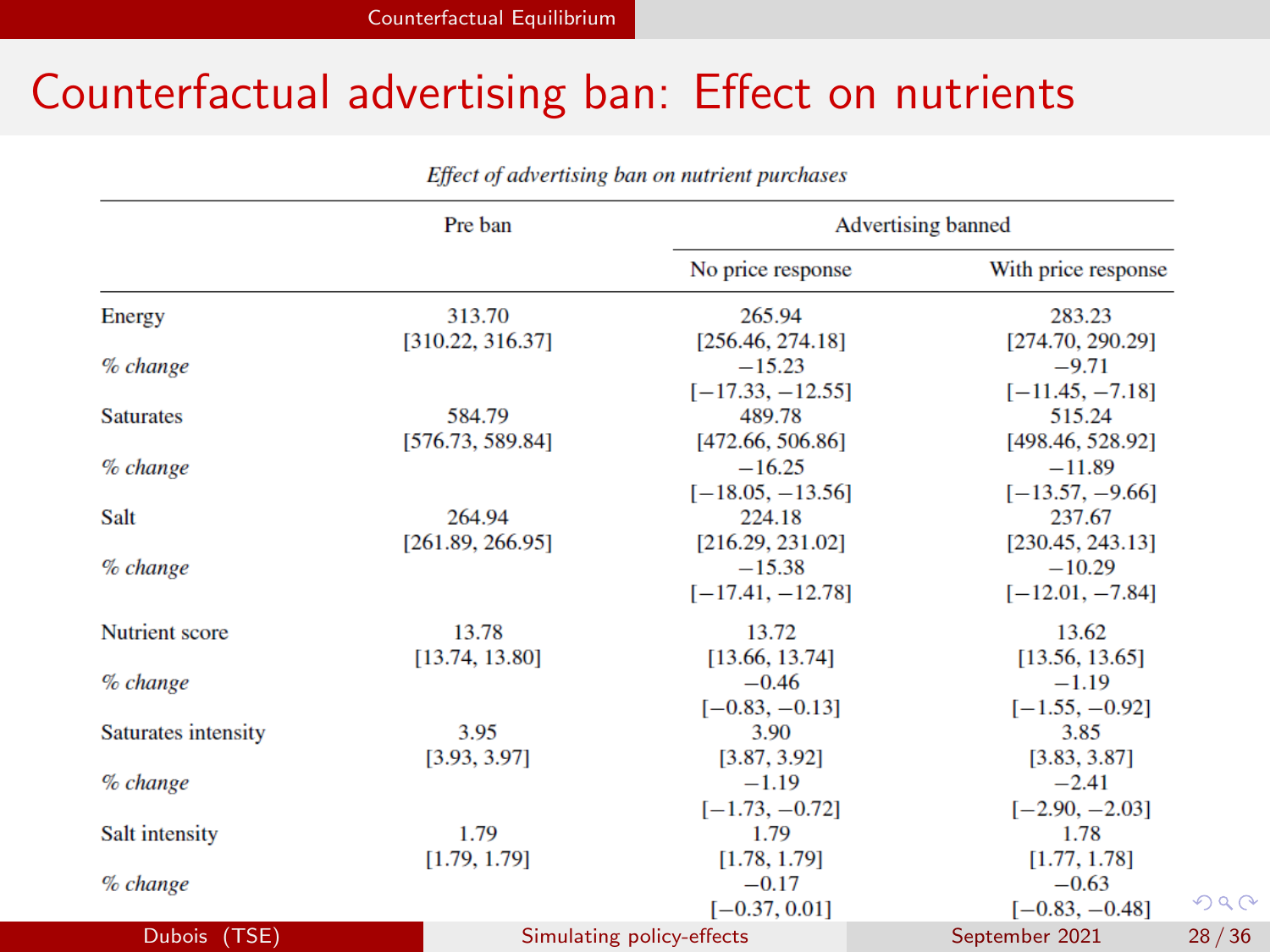# Counterfactual advertising ban: Effect on nutrients

*Effect of advertising ban on nutrient purchases*

| | Pre ban | Advertising banned | |
|---|---|---|---|
| | | No price response | With price response |
| Energy | 313.70 | 265.94 | 283.23 |
| | [310.22, 316.37] | [256.46, 274.18] | [274.70, 290.29] |
| *% change* | | −15.23 | −9.71 |
| | | [−17.33, −12.55] | [−11.45, −7.18] |
| Saturates | 584.79 | 489.78 | 515.24 |
| | [576.73, 589.84] | [472.66, 506.86] | [498.46, 528.92] |
| *% change* | | −16.25 | −11.89 |
| | | [−18.05, −13.56] | [−13.57, −9.66] |
| Salt | 264.94 | 224.18 | 237.67 |
| | [261.89, 266.95] | [216.29, 231.02] | [230.45, 243.13] |
| *% change* | | −15.38 | −10.29 |
| | | [−17.41, −12.78] | [−12.01, −7.84] |
| Nutrient score | 13.78 | 13.72 | 13.62 |
| | [13.74, 13.80] | [13.66, 13.74] | [13.56, 13.65] |
| *% change* | | −0.46 | −1.19 |
| | | [−0.83, −0.13] | [−1.55, −0.92] |
| Saturates intensity | 3.95 | 3.90 | 3.85 |
| | [3.93, 3.97] | [3.87, 3.92] | [3.83, 3.87] |
| *% change* | | −1.19 | −2.41 |
| | | [−1.73, −0.72] | [−2.90, −2.03] |
| Salt intensity | 1.79 | 1.79 | 1.78 |
| | [1.79, 1.79] | [1.78, 1.79] | [1.77, 1.78] |
| *% change* | | −0.17 | −0.63 |
| | | [−0.37, 0.01] | [−0.83, −0.48] |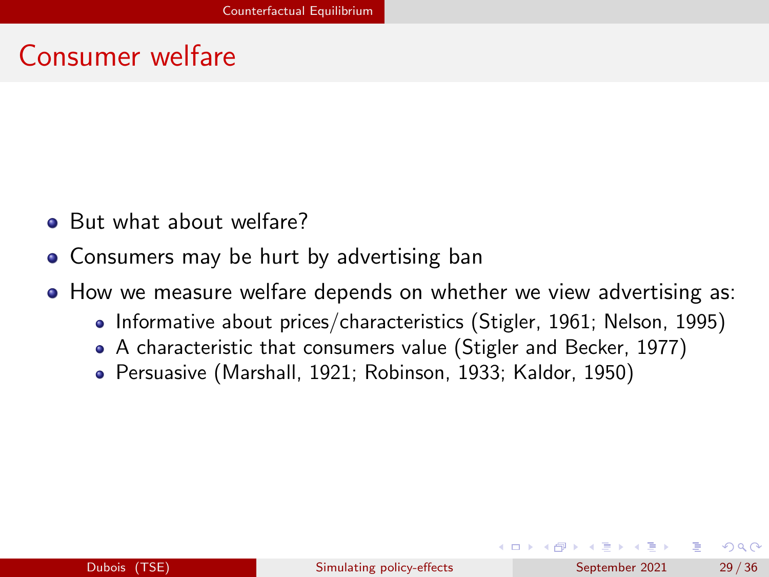# Consumer welfare

- But what about welfare?
- Consumers may be hurt by advertising ban
- How we measure welfare depends on whether we view advertising as:
  - Informative about prices/characteristics (Stigler, 1961; Nelson, 1995)
  - A characteristic that consumers value (Stigler and Becker, 1977)
  - Persuasive (Marshall, 1921; Robinson, 1933; Kaldor, 1950)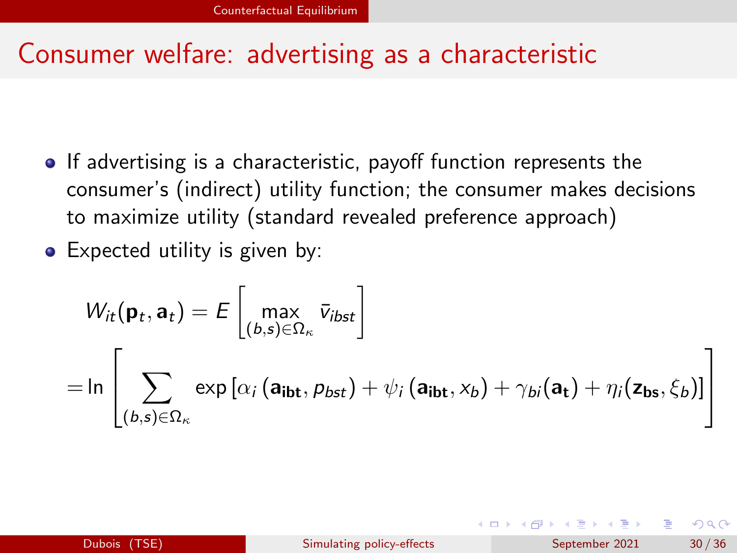# Consumer welfare: advertising as a characteristic

- If advertising is a characteristic, payoff function represents the consumer's (indirect) utility function; the consumer makes decisions to maximize utility (standard revealed preference approach)
- Expected utility is given by:

$$
\begin{aligned}
W_{it}(\mathbf{p}_t, \mathbf{a}_t) &= E\left[\max_{(b,s)\in\Omega_\kappa} \bar{v}_{ibst}\right] \\
&= \ln\left[\sum_{(b,s)\in\Omega_\kappa} \exp\left[\alpha_i\left(\mathbf{a_{ibt}}, p_{bst}\right) + \psi_i\left(\mathbf{a_{ibt}}, x_b\right) + \gamma_{bi}(\mathbf{a_t}) + \eta_i(\mathbf{z_{bs}}, \xi_b)\right]\right]
\end{aligned}
$$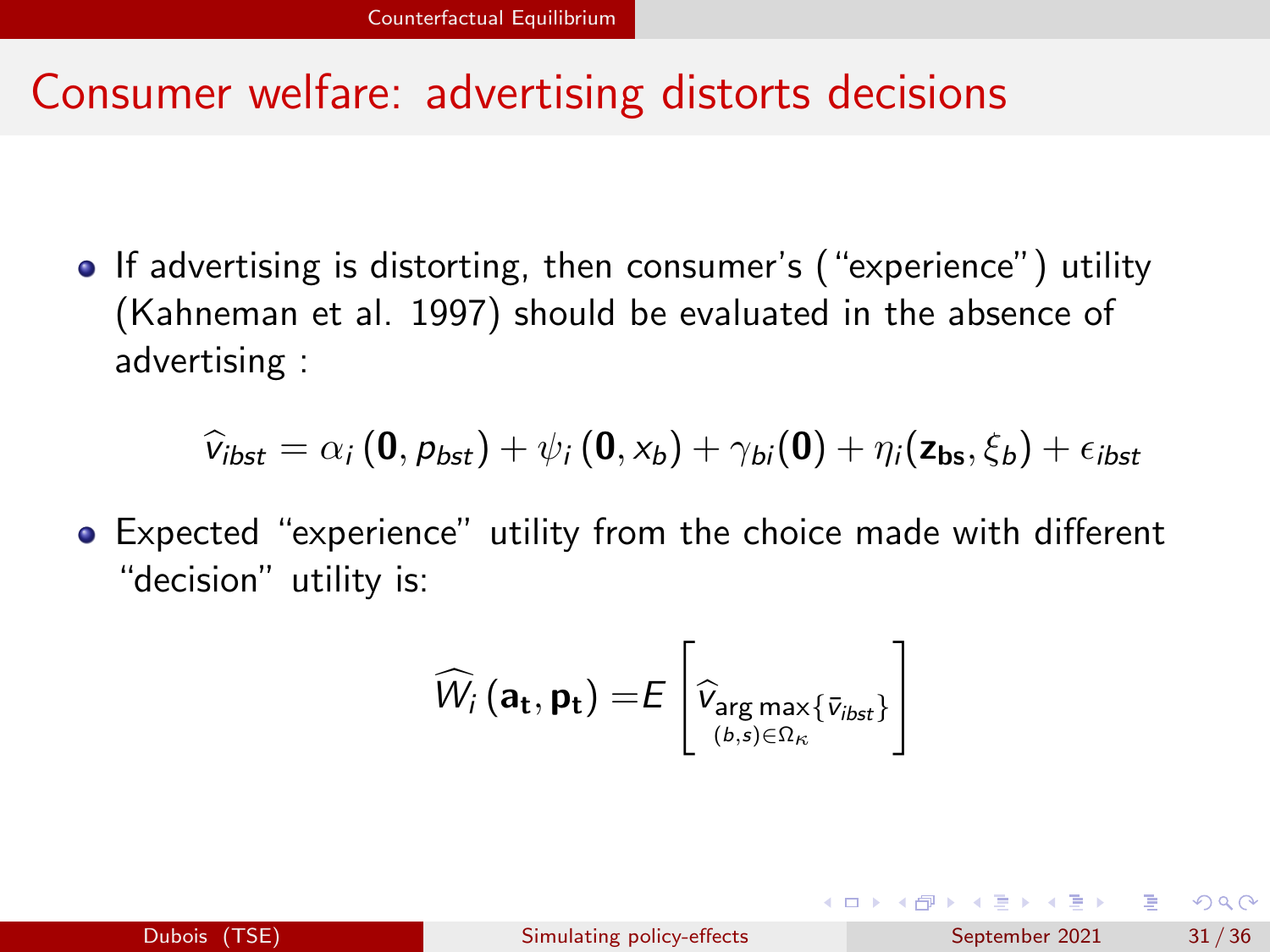# Consumer welfare: advertising distorts decisions

- If advertising is distorting, then consumer's ("experience") utility (Kahneman et al. 1997) should be evaluated in the absence of advertising :

$$\widehat{v}_{ibst} = \alpha_i \left( \mathbf{0}, p_{bst} \right) + \psi_i \left( \mathbf{0}, x_b \right) + \gamma_{bi}(\mathbf{0}) + \eta_i(\mathbf{z_{bs}}, \xi_b) + \epsilon_{ibst}$$

- Expected "experience" utility from the choice made with different "decision" utility is:

$$\widehat{W_i} \left( \mathbf{a_t}, \mathbf{p_t} \right) = E \left[ \widehat{v}_{\underset{(b,s)\in\Omega_\kappa}{\arg\max}\{\bar{v}_{ibst}\}} \right]$$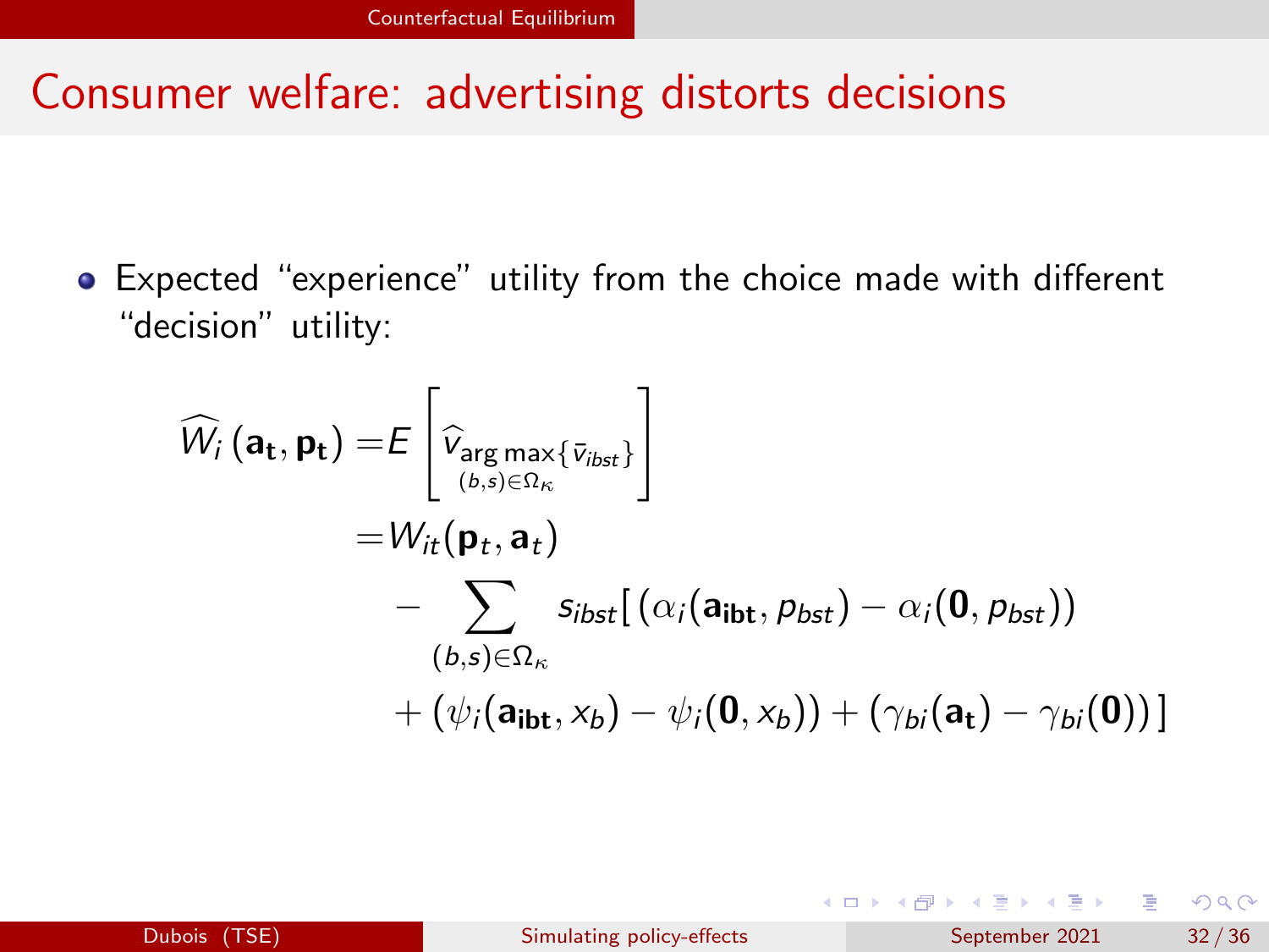# Consumer welfare: advertising distorts decisions

- Expected "experience" utility from the choice made with different "decision" utility:

$$
\begin{aligned}
\widehat{W_i}\left(\mathbf{a_t}, \mathbf{p_t}\right) =& E\left[\widehat{v}_{\substack{\arg\max\{\bar{v}_{ibst}\} \\ (b,s)\in\Omega_\kappa}}\right] \\
=& W_{it}(\mathbf{p}_t, \mathbf{a}_t) \\
& - \sum_{(b,s)\in\Omega_\kappa} s_{ibst}\big[\left(\alpha_i(\mathbf{a_{ibt}}, p_{bst}) - \alpha_i(\mathbf{0}, p_{bst})\right) \\
& + \left(\psi_i(\mathbf{a_{ibt}}, x_b) - \psi_i(\mathbf{0}, x_b)\right) + \left(\gamma_{bi}(\mathbf{a_t}) - \gamma_{bi}(\mathbf{0})\right)\big]
\end{aligned}
$$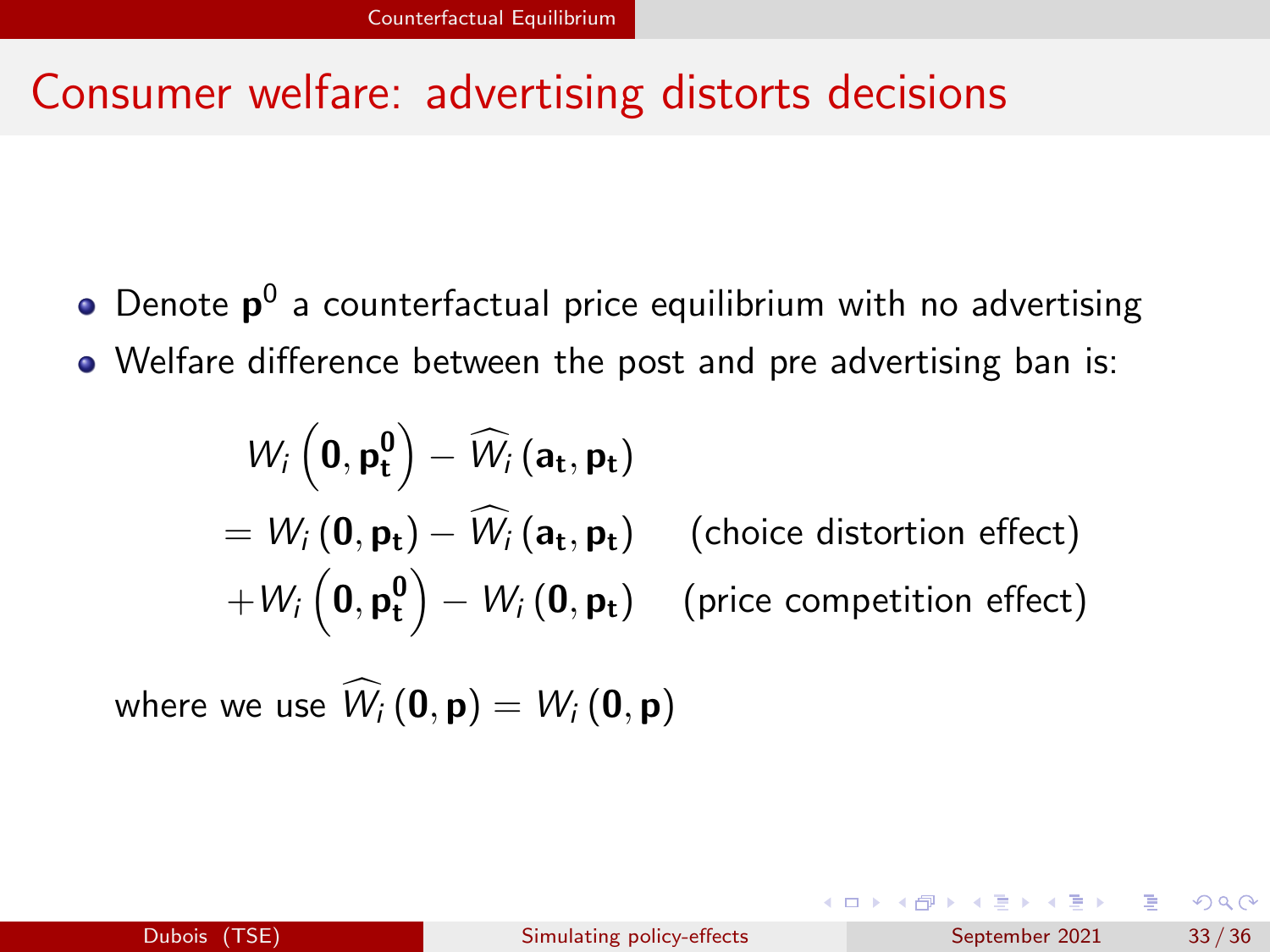# Consumer welfare: advertising distorts decisions

- Denote $\mathbf{p}^0$ a counterfactual price equilibrium with no advertising
- Welfare difference between the post and pre advertising ban is:

$$
\begin{aligned}
& W_i\left(\mathbf{0}, \mathbf{p_t^0}\right) - \widehat{W}_i\left(\mathbf{a_t}, \mathbf{p_t}\right) \\
= \; & W_i\left(\mathbf{0}, \mathbf{p_t}\right) - \widehat{W}_i\left(\mathbf{a_t}, \mathbf{p_t}\right) \quad \text{(choice distortion effect)} \\
+ \; & W_i\left(\mathbf{0}, \mathbf{p_t^0}\right) - W_i\left(\mathbf{0}, \mathbf{p_t}\right) \quad \text{(price competition effect)}
\end{aligned}
$$

where we use $\widehat{W}_i\left(\mathbf{0}, \mathbf{p}\right) = W_i\left(\mathbf{0}, \mathbf{p}\right)$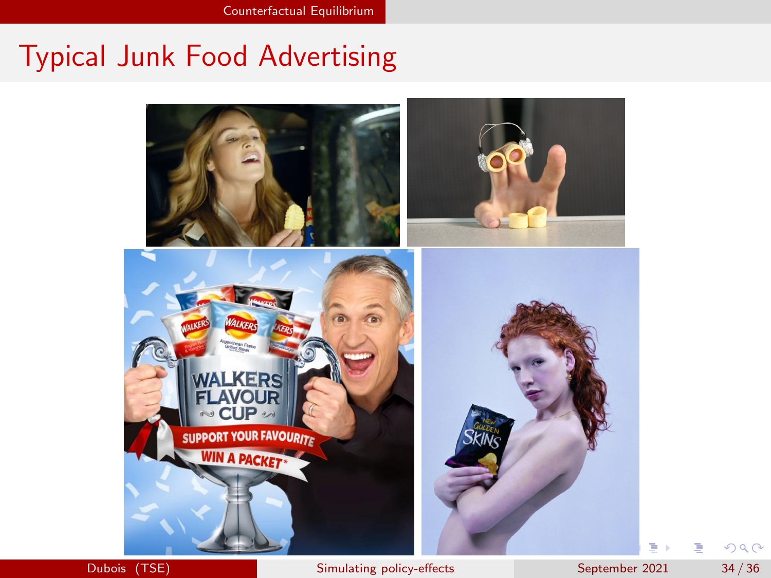# Typical Junk Food Advertising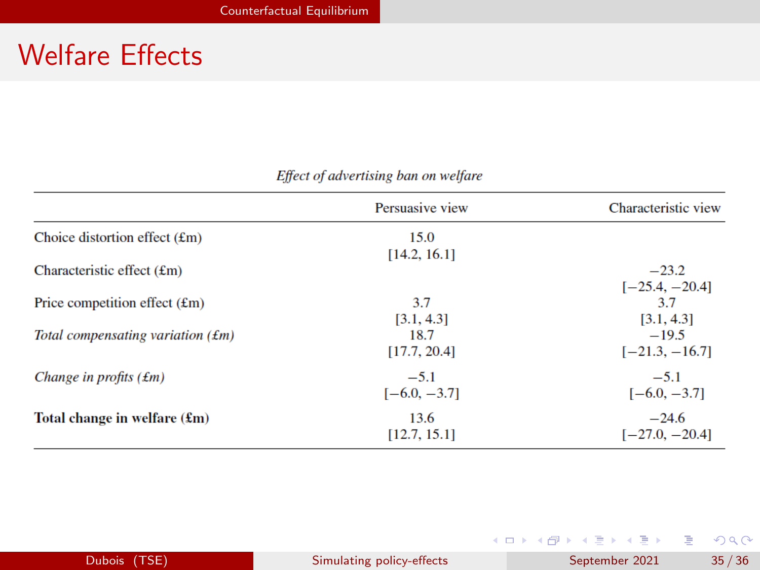# Welfare Effects

*Effect of advertising ban on welfare*

| | Persuasive view | Characteristic view |
|---|---|---|
| Choice distortion effect (£m) | 15.0 | |
| | [14.2, 16.1] | |
| Characteristic effect (£m) | | −23.2 |
| | | [−25.4, −20.4] |
| Price competition effect (£m) | 3.7 | 3.7 |
| | [3.1, 4.3] | [3.1, 4.3] |
| *Total compensating variation (£m)* | 18.7 | −19.5 |
| | [17.7, 20.4] | [−21.3, −16.7] |
| *Change in profits (£m)* | −5.1 | −5.1 |
| | [−6.0, −3.7] | [−6.0, −3.7] |
| **Total change in welfare (£m)** | 13.6 | −24.6 |
| | [12.7, 15.1] | [−27.0, −20.4] |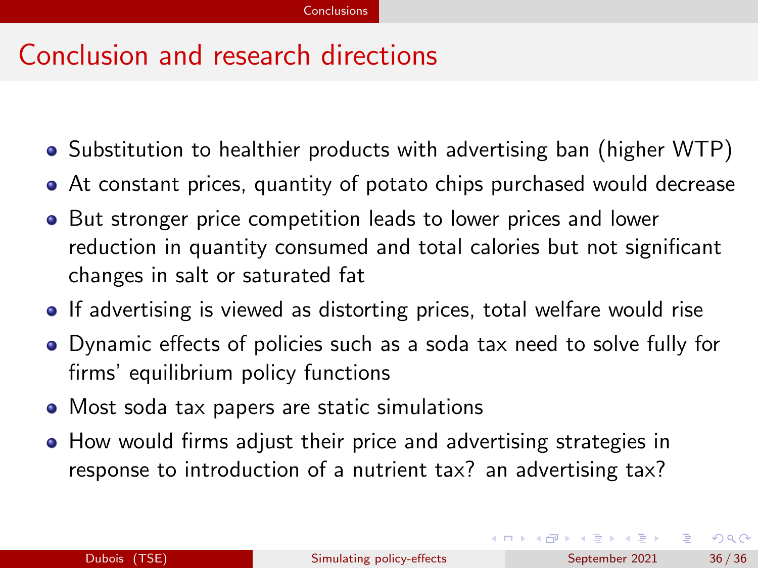## Conclusion and research directions

- Substitution to healthier products with advertising ban (higher WTP)
- At constant prices, quantity of potato chips purchased would decrease
- But stronger price competition leads to lower prices and lower reduction in quantity consumed and total calories but not significant changes in salt or saturated fat
- If advertising is viewed as distorting prices, total welfare would rise
- Dynamic effects of policies such as a soda tax need to solve fully for firms' equilibrium policy functions
- Most soda tax papers are static simulations
- How would firms adjust their price and advertising strategies in response to introduction of a nutrient tax? an advertising tax?